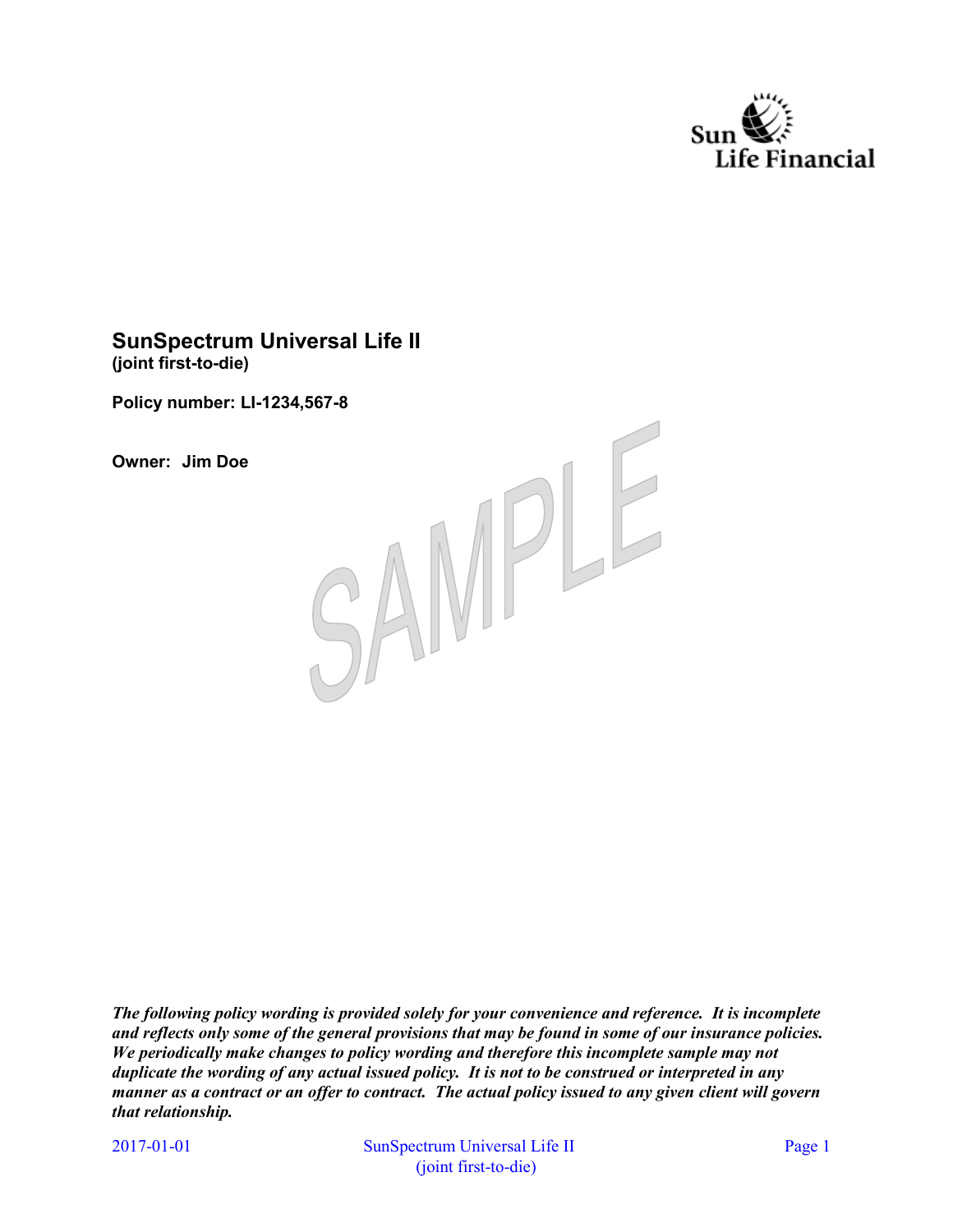# SunSpectrum Universal Life II
**(joint first-to-die)**

**Policy number: LI-1234,567-8**

**Owner: Jim Doe**

***The following policy wording is provided solely for your convenience and reference. It is incomplete and reflects only some of the general provisions that may be found in some of our insurance policies. We periodically make changes to policy wording and therefore this incomplete sample may not duplicate the wording of any actual issued policy. It is not to be construed or interpreted in any manner as a contract or an offer to contract. The actual policy issued to any given client will govern that relationship.***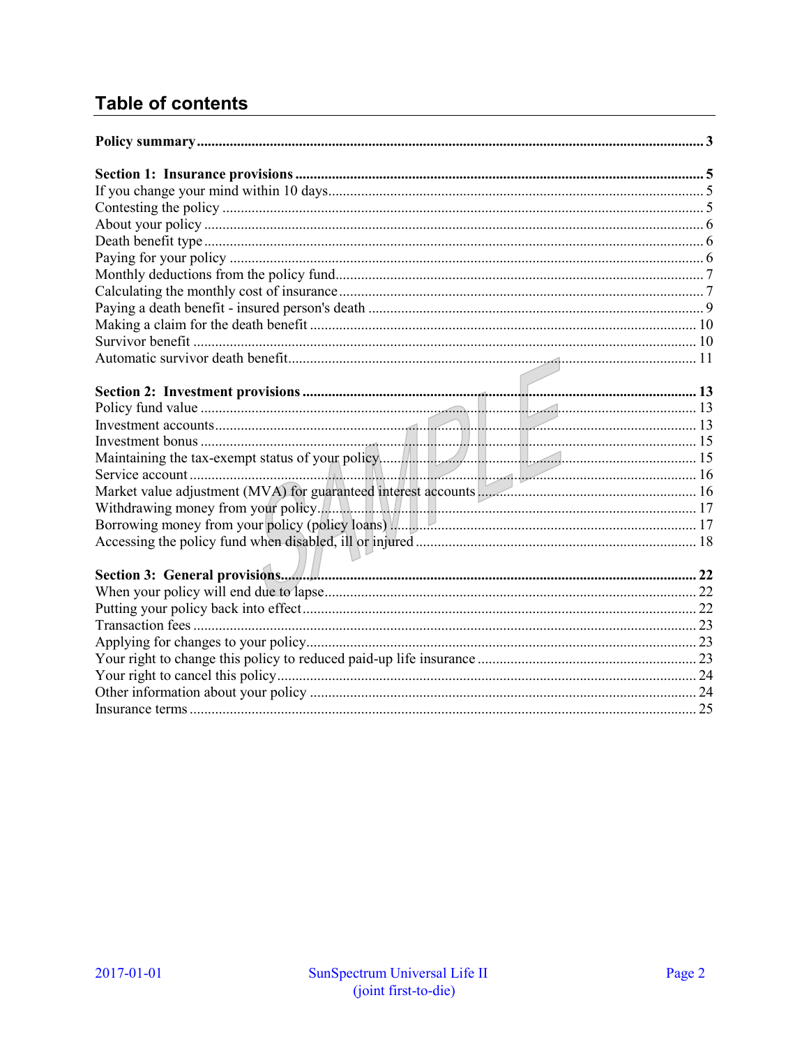## Table of contents

| | |
|---|---|
| **Policy summary** | **3** |
| **Section 1: Insurance provisions** | **5** |
| If you change your mind within 10 days | 5 |
| Contesting the policy | 5 |
| About your policy | 6 |
| Death benefit type | 6 |
| Paying for your policy | 6 |
| Monthly deductions from the policy fund | 7 |
| Calculating the monthly cost of insurance | 7 |
| Paying a death benefit - insured person's death | 9 |
| Making a claim for the death benefit | 10 |
| Survivor benefit | 10 |
| Automatic survivor death benefit | 11 |
| **Section 2: Investment provisions** | **13** |
| Policy fund value | 13 |
| Investment accounts | 13 |
| Investment bonus | 15 |
| Maintaining the tax-exempt status of your policy | 15 |
| Service account | 16 |
| Market value adjustment (MVA) for guaranteed interest accounts | 16 |
| Withdrawing money from your policy | 17 |
| Borrowing money from your policy (policy loans) | 17 |
| Accessing the policy fund when disabled, ill or injured | 18 |
| **Section 3: General provisions** | **22** |
| When your policy will end due to lapse | 22 |
| Putting your policy back into effect | 22 |
| Transaction fees | 23 |
| Applying for changes to your policy | 23 |
| Your right to change this policy to reduced paid-up life insurance | 23 |
| Your right to cancel this policy | 24 |
| Other information about your policy | 24 |
| Insurance terms | 25 |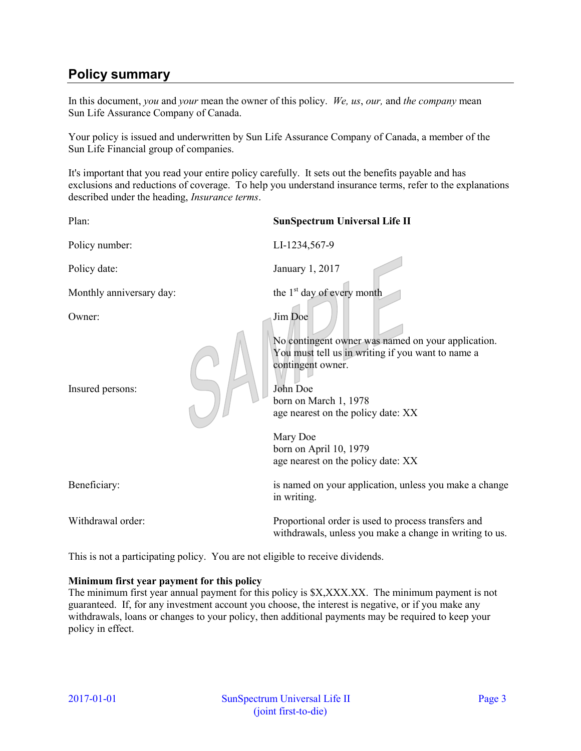## Policy summary

In this document, *you* and *your* mean the owner of this policy. *We, us*, *our,* and *the company* mean Sun Life Assurance Company of Canada.

Your policy is issued and underwritten by Sun Life Assurance Company of Canada, a member of the Sun Life Financial group of companies.

It's important that you read your entire policy carefully. It sets out the benefits payable and has exclusions and reductions of coverage. To help you understand insurance terms, refer to the explanations described under the heading, *Insurance terms*.

| | |
|---|---|
| Plan: | **SunSpectrum Universal Life II** |
| Policy number: | LI-1234,567-9 |
| Policy date: | January 1, 2017 |
| Monthly anniversary day: | the 1st day of every month |
| Owner: | Jim Doe<br><br>No contingent owner was named on your application. You must tell us in writing if you want to name a contingent owner. |
| Insured persons: | John Doe<br>born on March 1, 1978<br>age nearest on the policy date: XX<br><br>Mary Doe<br>born on April 10, 1979<br>age nearest on the policy date: XX |
| Beneficiary: | is named on your application, unless you make a change in writing. |
| Withdrawal order: | Proportional order is used to process transfers and withdrawals, unless you make a change in writing to us. |

This is not a participating policy. You are not eligible to receive dividends.

**Minimum first year payment for this policy**
The minimum first year annual payment for this policy is $X,XXX.XX. The minimum payment is not guaranteed. If, for any investment account you choose, the interest is negative, or if you make any withdrawals, loans or changes to your policy, then additional payments may be required to keep your policy in effect.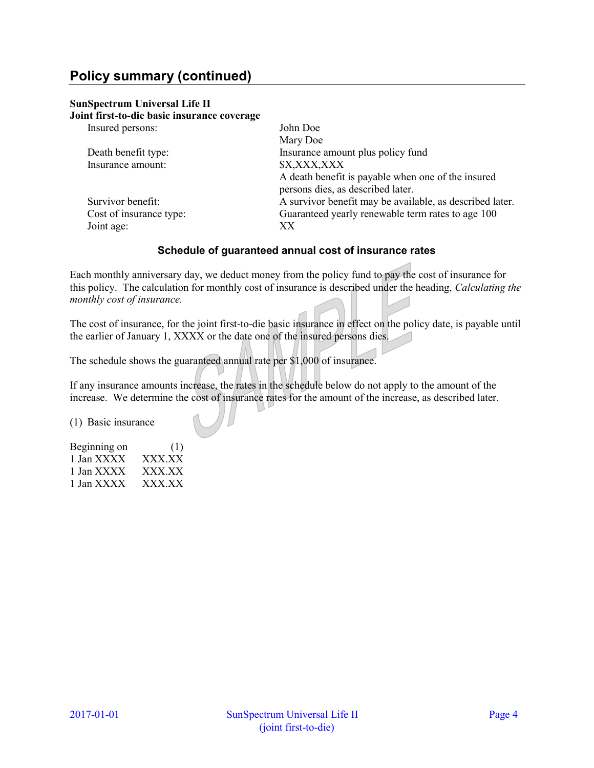## Policy summary (continued)

**SunSpectrum Universal Life II**
**Joint first-to-die basic insurance coverage**

| | |
|---|---|
| Insured persons: | John Doe<br>Mary Doe |
| Death benefit type: | Insurance amount plus policy fund |
| Insurance amount: | $X,XXX,XXX<br>A death benefit is payable when one of the insured persons dies, as described later. |
| Survivor benefit: | A survivor benefit may be available, as described later. |
| Cost of insurance type: | Guaranteed yearly renewable term rates to age 100 |
| Joint age: | XX |

### Schedule of guaranteed annual cost of insurance rates

Each monthly anniversary day, we deduct money from the policy fund to pay the cost of insurance for this policy. The calculation for monthly cost of insurance is described under the heading, *Calculating the monthly cost of insurance.*

The cost of insurance, for the joint first-to-die basic insurance in effect on the policy date, is payable until the earlier of January 1, XXXX or the date one of the insured persons dies.

The schedule shows the guaranteed annual rate per $1,000 of insurance.

If any insurance amounts increase, the rates in the schedule below do not apply to the amount of the increase. We determine the cost of insurance rates for the amount of the increase, as described later.

(1) Basic insurance

| Beginning on | (1) |
|---|---|
| 1 Jan XXXX | XXX.XX |
| 1 Jan XXXX | XXX.XX |
| 1 Jan XXXX | XXX.XX |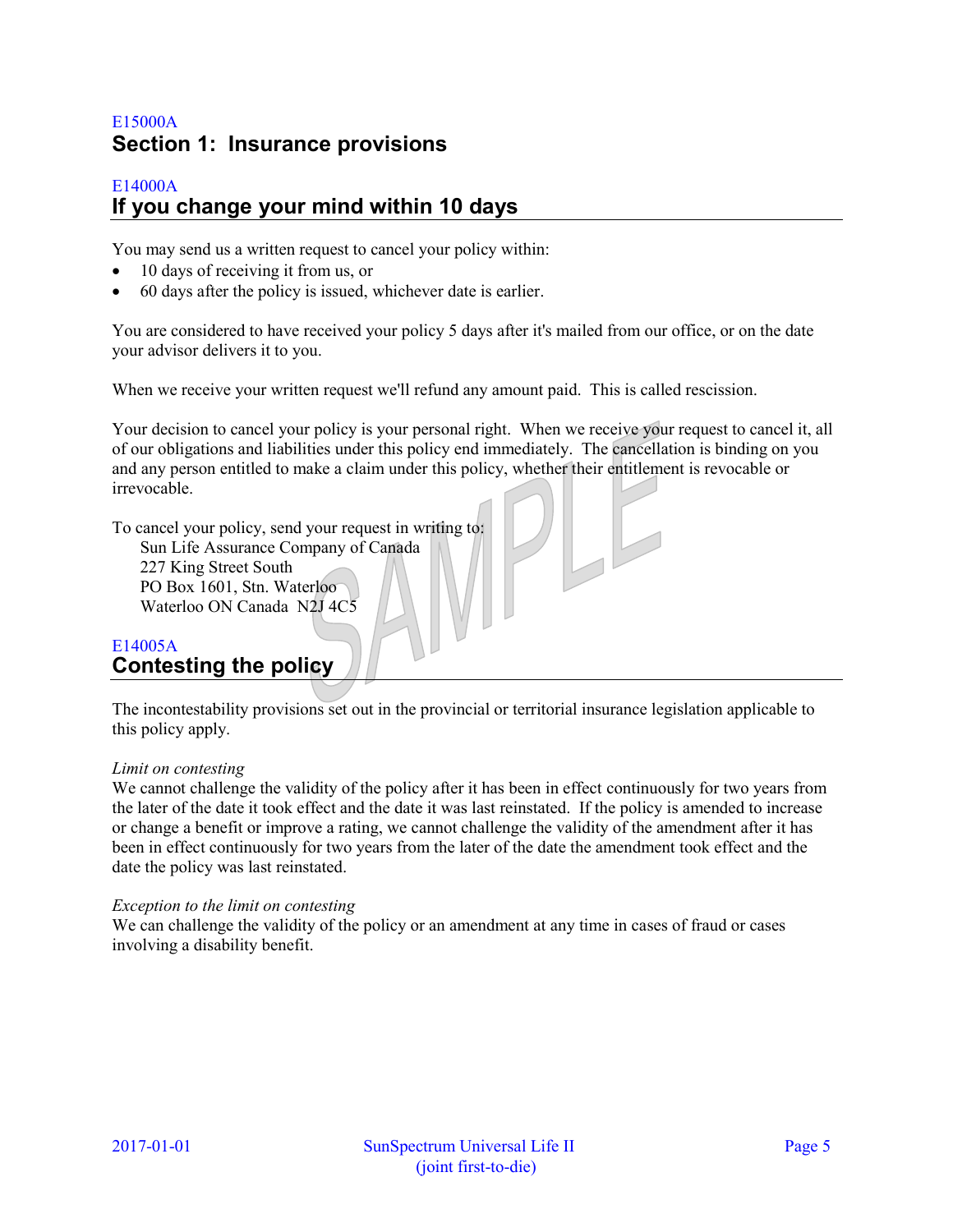E15000A

# Section 1: Insurance provisions

E14000A

## If you change your mind within 10 days

You may send us a written request to cancel your policy within:

- 10 days of receiving it from us, or
- 60 days after the policy is issued, whichever date is earlier.

You are considered to have received your policy 5 days after it's mailed from our office, or on the date your advisor delivers it to you.

When we receive your written request we'll refund any amount paid. This is called rescission.

Your decision to cancel your policy is your personal right. When we receive your request to cancel it, all of our obligations and liabilities under this policy end immediately. The cancellation is binding on you and any person entitled to make a claim under this policy, whether their entitlement is revocable or irrevocable.

To cancel your policy, send your request in writing to:

Sun Life Assurance Company of Canada
227 King Street South
PO Box 1601, Stn. Waterloo
Waterloo ON Canada N2J 4C5

E14005A

## Contesting the policy

The incontestability provisions set out in the provincial or territorial insurance legislation applicable to this policy apply.

*Limit on contesting*

We cannot challenge the validity of the policy after it has been in effect continuously for two years from the later of the date it took effect and the date it was last reinstated. If the policy is amended to increase or change a benefit or improve a rating, we cannot challenge the validity of the amendment after it has been in effect continuously for two years from the later of the date the amendment took effect and the date the policy was last reinstated.

*Exception to the limit on contesting*

We can challenge the validity of the policy or an amendment at any time in cases of fraud or cases involving a disability benefit.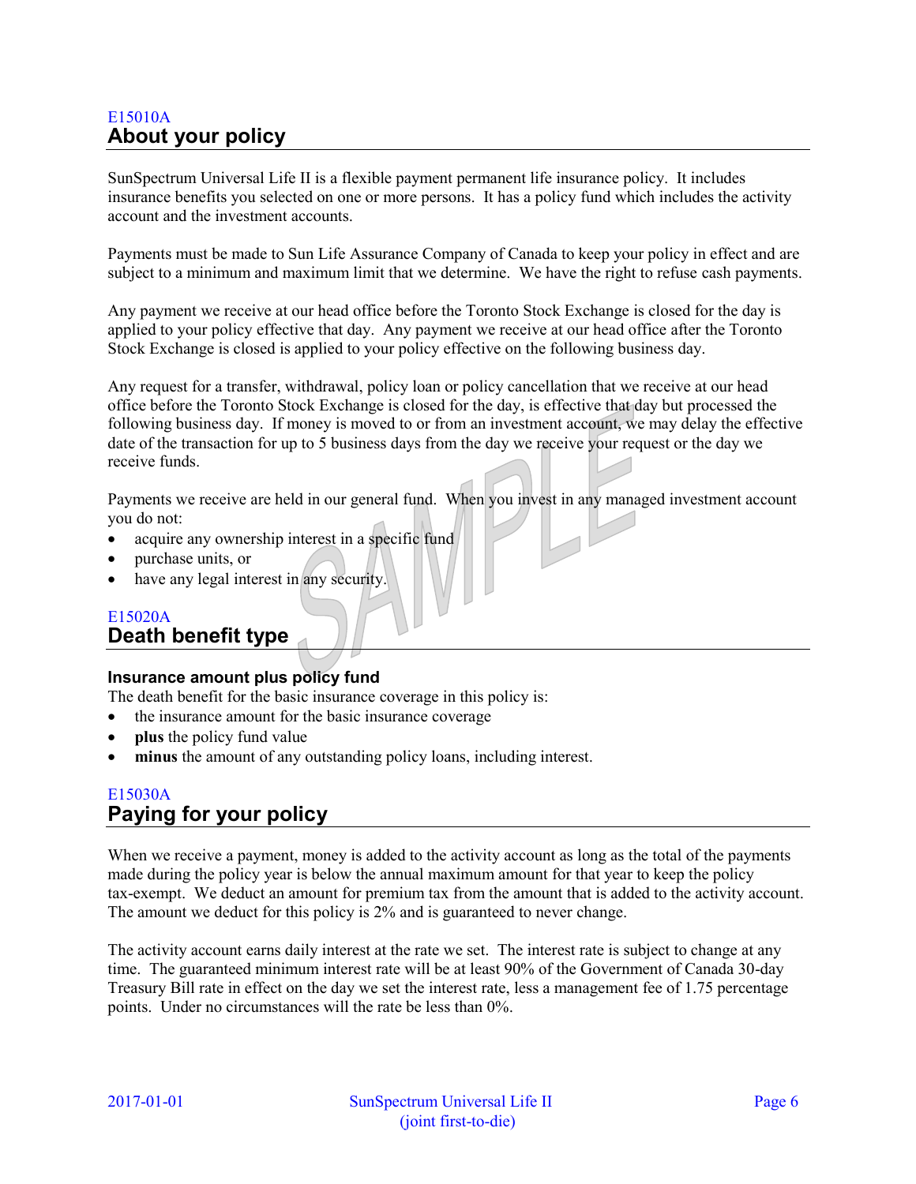E15010A

## About your policy

SunSpectrum Universal Life II is a flexible payment permanent life insurance policy. It includes insurance benefits you selected on one or more persons. It has a policy fund which includes the activity account and the investment accounts.

Payments must be made to Sun Life Assurance Company of Canada to keep your policy in effect and are subject to a minimum and maximum limit that we determine. We have the right to refuse cash payments.

Any payment we receive at our head office before the Toronto Stock Exchange is closed for the day is applied to your policy effective that day. Any payment we receive at our head office after the Toronto Stock Exchange is closed is applied to your policy effective on the following business day.

Any request for a transfer, withdrawal, policy loan or policy cancellation that we receive at our head office before the Toronto Stock Exchange is closed for the day, is effective that day but processed the following business day. If money is moved to or from an investment account, we may delay the effective date of the transaction for up to 5 business days from the day we receive your request or the day we receive funds.

Payments we receive are held in our general fund. When you invest in any managed investment account you do not:

- acquire any ownership interest in a specific fund
- purchase units, or
- have any legal interest in any security.

E15020A

## Death benefit type

### Insurance amount plus policy fund

The death benefit for the basic insurance coverage in this policy is:

- the insurance amount for the basic insurance coverage
- **plus** the policy fund value
- **minus** the amount of any outstanding policy loans, including interest.

E15030A

## Paying for your policy

When we receive a payment, money is added to the activity account as long as the total of the payments made during the policy year is below the annual maximum amount for that year to keep the policy tax-exempt. We deduct an amount for premium tax from the amount that is added to the activity account. The amount we deduct for this policy is 2% and is guaranteed to never change.

The activity account earns daily interest at the rate we set. The interest rate is subject to change at any time. The guaranteed minimum interest rate will be at least 90% of the Government of Canada 30-day Treasury Bill rate in effect on the day we set the interest rate, less a management fee of 1.75 percentage points. Under no circumstances will the rate be less than 0%.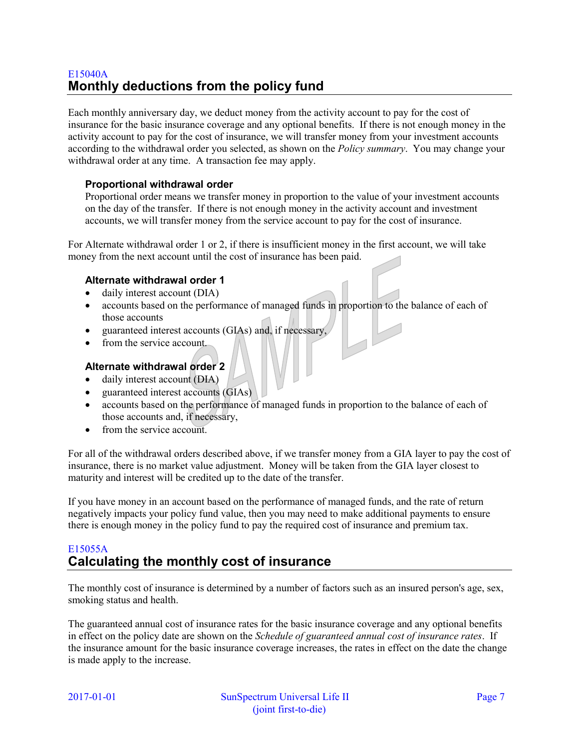E15040A

## Monthly deductions from the policy fund

Each monthly anniversary day, we deduct money from the activity account to pay for the cost of insurance for the basic insurance coverage and any optional benefits. If there is not enough money in the activity account to pay for the cost of insurance, we will transfer money from your investment accounts according to the withdrawal order you selected, as shown on the *Policy summary*. You may change your withdrawal order at any time. A transaction fee may apply.

### Proportional withdrawal order

Proportional order means we transfer money in proportion to the value of your investment accounts on the day of the transfer. If there is not enough money in the activity account and investment accounts, we will transfer money from the service account to pay for the cost of insurance.

For Alternate withdrawal order 1 or 2, if there is insufficient money in the first account, we will take money from the next account until the cost of insurance has been paid.

### Alternate withdrawal order 1

- daily interest account (DIA)
- accounts based on the performance of managed funds in proportion to the balance of each of those accounts
- guaranteed interest accounts (GIAs) and, if necessary,
- from the service account.

### Alternate withdrawal order 2

- daily interest account (DIA)
- guaranteed interest accounts (GIAs)
- accounts based on the performance of managed funds in proportion to the balance of each of those accounts and, if necessary,
- from the service account.

For all of the withdrawal orders described above, if we transfer money from a GIA layer to pay the cost of insurance, there is no market value adjustment. Money will be taken from the GIA layer closest to maturity and interest will be credited up to the date of the transfer.

If you have money in an account based on the performance of managed funds, and the rate of return negatively impacts your policy fund value, then you may need to make additional payments to ensure there is enough money in the policy fund to pay the required cost of insurance and premium tax.

E15055A

## Calculating the monthly cost of insurance

The monthly cost of insurance is determined by a number of factors such as an insured person's age, sex, smoking status and health.

The guaranteed annual cost of insurance rates for the basic insurance coverage and any optional benefits in effect on the policy date are shown on the *Schedule of guaranteed annual cost of insurance rates*. If the insurance amount for the basic insurance coverage increases, the rates in effect on the date the change is made apply to the increase.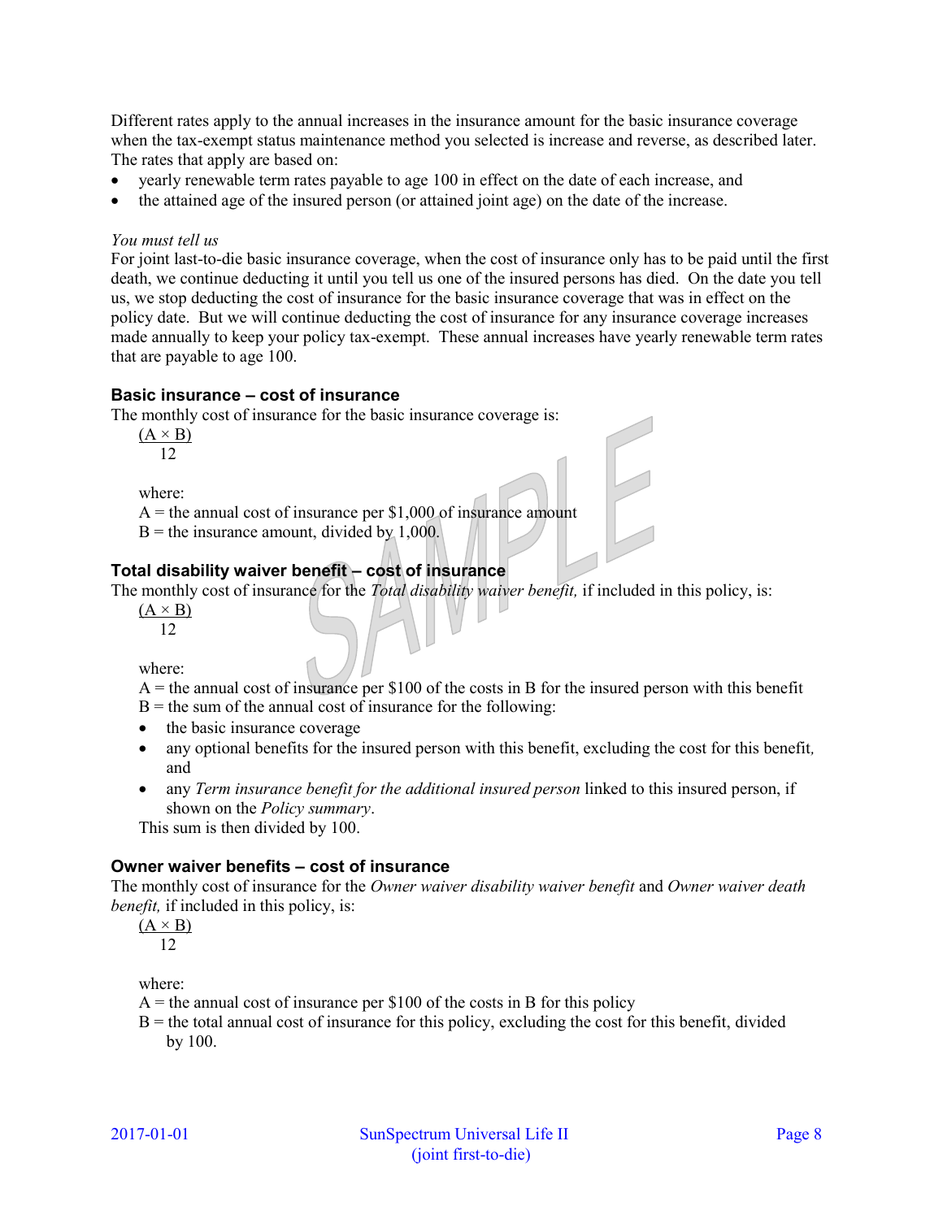Different rates apply to the annual increases in the insurance amount for the basic insurance coverage when the tax-exempt status maintenance method you selected is increase and reverse, as described later. The rates that apply are based on:

- yearly renewable term rates payable to age 100 in effect on the date of each increase, and
- the attained age of the insured person (or attained joint age) on the date of the increase.

*You must tell us*

For joint last-to-die basic insurance coverage, when the cost of insurance only has to be paid until the first death, we continue deducting it until you tell us one of the insured persons has died. On the date you tell us, we stop deducting the cost of insurance for the basic insurance coverage that was in effect on the policy date. But we will continue deducting the cost of insurance for any insurance coverage increases made annually to keep your policy tax-exempt. These annual increases have yearly renewable term rates that are payable to age 100.

### Basic insurance – cost of insurance

The monthly cost of insurance for the basic insurance coverage is:

$$\frac{(A \times B)}{12}$$

where:

A = the annual cost of insurance per $1,000 of insurance amount

B = the insurance amount, divided by 1,000.

### Total disability waiver benefit – cost of insurance

The monthly cost of insurance for the *Total disability waiver benefit,* if included in this policy, is:

$$\frac{(A \times B)}{12}$$

where:

A = the annual cost of insurance per $100 of the costs in B for the insured person with this benefit

B = the sum of the annual cost of insurance for the following:

- the basic insurance coverage
- any optional benefits for the insured person with this benefit, excluding the cost for this benefit, and
- any *Term insurance benefit for the additional insured person* linked to this insured person, if shown on the *Policy summary*.

This sum is then divided by 100.

### Owner waiver benefits – cost of insurance

The monthly cost of insurance for the *Owner waiver disability waiver benefit* and *Owner waiver death benefit,* if included in this policy, is:

$$\frac{(A \times B)}{12}$$

where:

A = the annual cost of insurance per $100 of the costs in B for this policy

B = the total annual cost of insurance for this policy, excluding the cost for this benefit, divided by 100.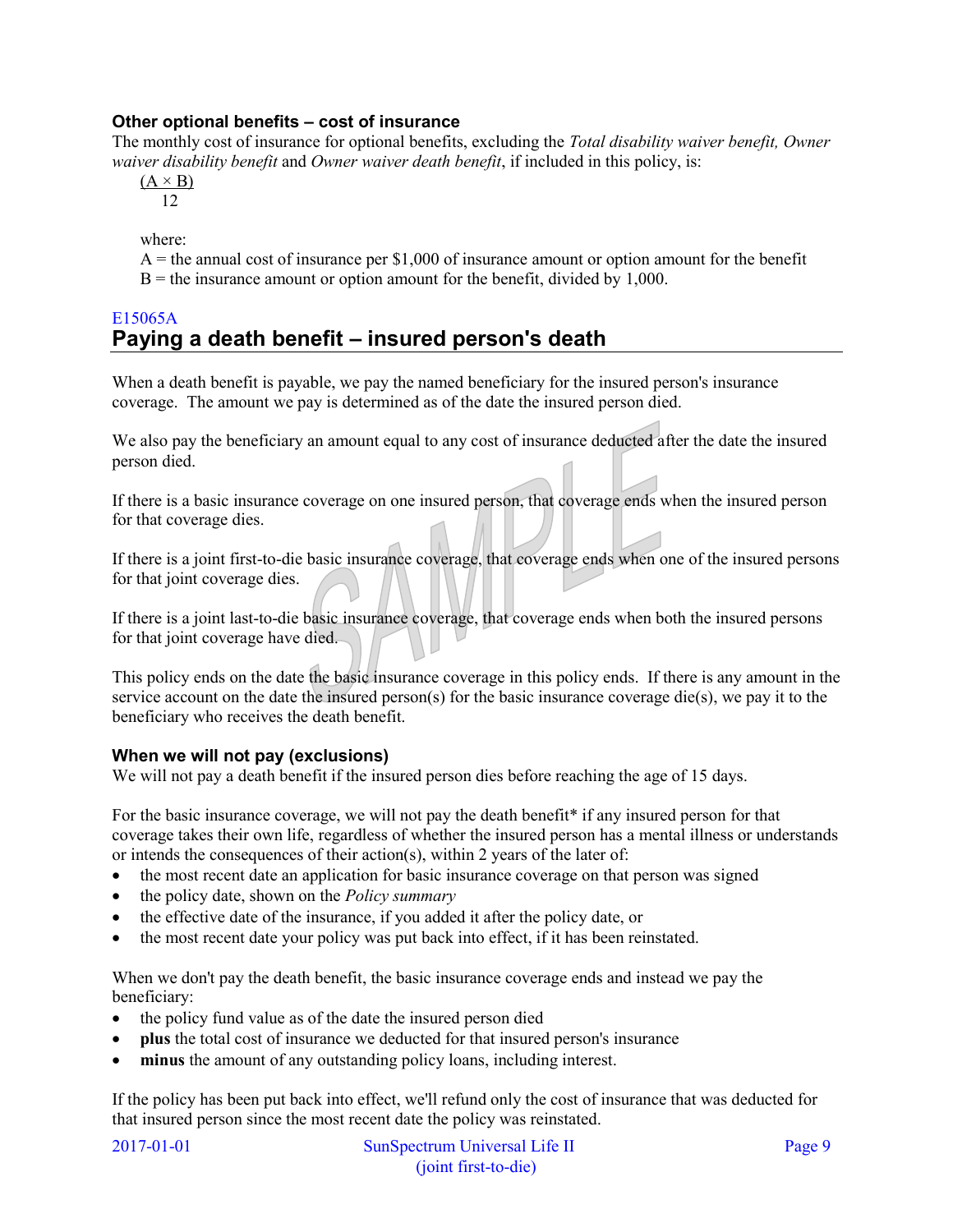### Other optional benefits – cost of insurance

The monthly cost of insurance for optional benefits, excluding the *Total disability waiver benefit, Owner waiver disability benefit* and *Owner waiver death benefit*, if included in this policy, is:

$$\frac{(A \times B)}{12}$$

where:

A = the annual cost of insurance per $1,000 of insurance amount or option amount for the benefit
B = the insurance amount or option amount for the benefit, divided by 1,000.

E15065A

## Paying a death benefit – insured person's death

When a death benefit is payable, we pay the named beneficiary for the insured person's insurance coverage. The amount we pay is determined as of the date the insured person died.

We also pay the beneficiary an amount equal to any cost of insurance deducted after the date the insured person died.

If there is a basic insurance coverage on one insured person, that coverage ends when the insured person for that coverage dies.

If there is a joint first-to-die basic insurance coverage, that coverage ends when one of the insured persons for that joint coverage dies.

If there is a joint last-to-die basic insurance coverage, that coverage ends when both the insured persons for that joint coverage have died.

This policy ends on the date the basic insurance coverage in this policy ends. If there is any amount in the service account on the date the insured person(s) for the basic insurance coverage die(s), we pay it to the beneficiary who receives the death benefit.

### When we will not pay (exclusions)

We will not pay a death benefit if the insured person dies before reaching the age of 15 days.

For the basic insurance coverage, we will not pay the death benefit* if any insured person for that coverage takes their own life, regardless of whether the insured person has a mental illness or understands or intends the consequences of their action(s), within 2 years of the later of:

- the most recent date an application for basic insurance coverage on that person was signed
- the policy date, shown on the *Policy summary*
- the effective date of the insurance, if you added it after the policy date, or
- the most recent date your policy was put back into effect, if it has been reinstated.

When we don't pay the death benefit, the basic insurance coverage ends and instead we pay the beneficiary:

- the policy fund value as of the date the insured person died
- **plus** the total cost of insurance we deducted for that insured person's insurance
- **minus** the amount of any outstanding policy loans, including interest.

If the policy has been put back into effect, we'll refund only the cost of insurance that was deducted for that insured person since the most recent date the policy was reinstated.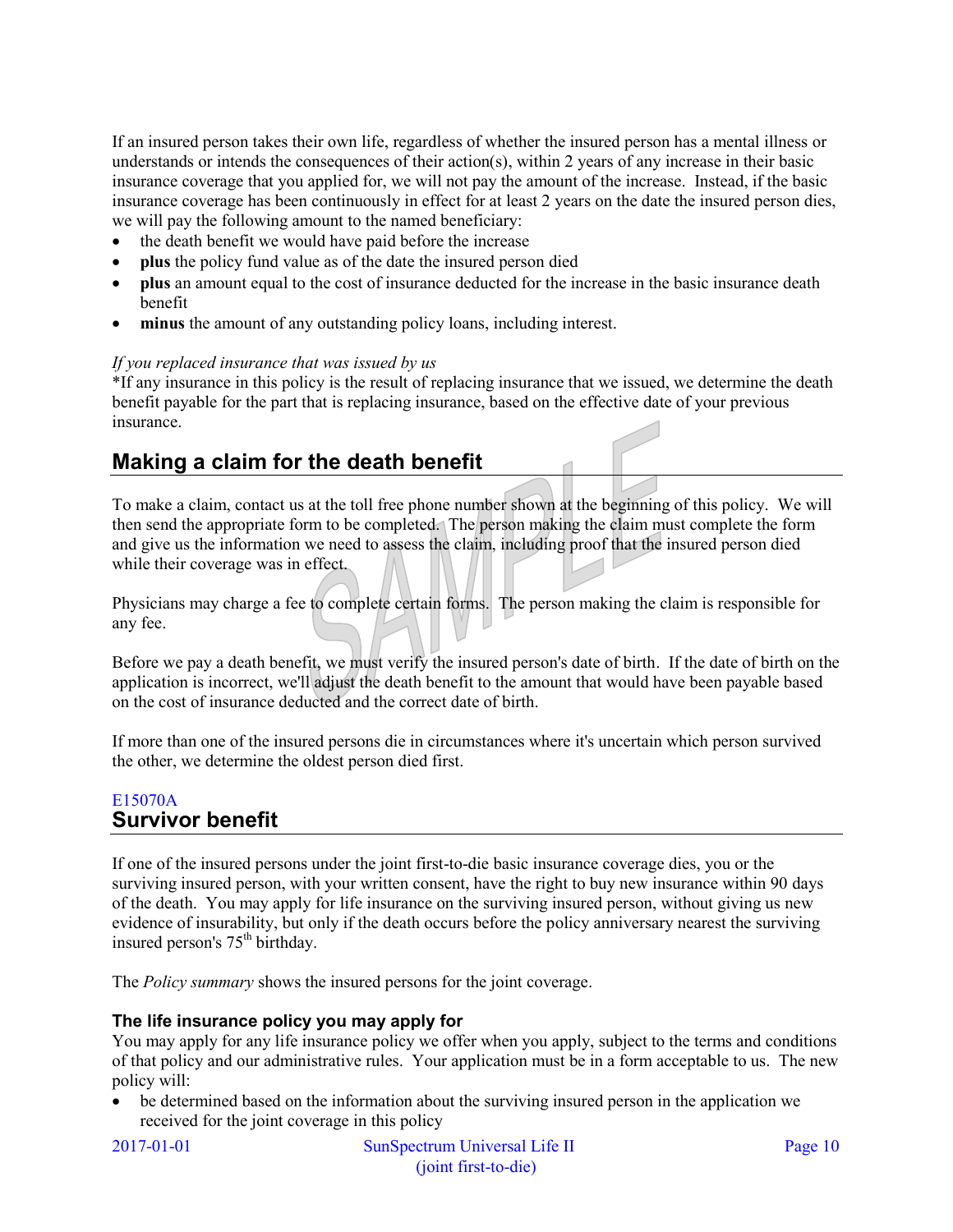If an insured person takes their own life, regardless of whether the insured person has a mental illness or understands or intends the consequences of their action(s), within 2 years of any increase in their basic insurance coverage that you applied for, we will not pay the amount of the increase. Instead, if the basic insurance coverage has been continuously in effect for at least 2 years on the date the insured person dies, we will pay the following amount to the named beneficiary:

- the death benefit we would have paid before the increase
- **plus** the policy fund value as of the date the insured person died
- **plus** an amount equal to the cost of insurance deducted for the increase in the basic insurance death benefit
- **minus** the amount of any outstanding policy loans, including interest.

*If you replaced insurance that was issued by us*

*If any insurance in this policy is the result of replacing insurance that we issued, we determine the death benefit payable for the part that is replacing insurance, based on the effective date of your previous insurance.

## Making a claim for the death benefit

To make a claim, contact us at the toll free phone number shown at the beginning of this policy. We will then send the appropriate form to be completed. The person making the claim must complete the form and give us the information we need to assess the claim, including proof that the insured person died while their coverage was in effect.

Physicians may charge a fee to complete certain forms. The person making the claim is responsible for any fee.

Before we pay a death benefit, we must verify the insured person's date of birth. If the date of birth on the application is incorrect, we'll adjust the death benefit to the amount that would have been payable based on the cost of insurance deducted and the correct date of birth.

If more than one of the insured persons die in circumstances where it's uncertain which person survived the other, we determine the oldest person died first.

E15070A

## Survivor benefit

If one of the insured persons under the joint first-to-die basic insurance coverage dies, you or the surviving insured person, with your written consent, have the right to buy new insurance within 90 days of the death. You may apply for life insurance on the surviving insured person, without giving us new evidence of insurability, but only if the death occurs before the policy anniversary nearest the surviving insured person's 75th birthday.

The *Policy summary* shows the insured persons for the joint coverage.

### The life insurance policy you may apply for

You may apply for any life insurance policy we offer when you apply, subject to the terms and conditions of that policy and our administrative rules. Your application must be in a form acceptable to us. The new policy will:

- be determined based on the information about the surviving insured person in the application we received for the joint coverage in this policy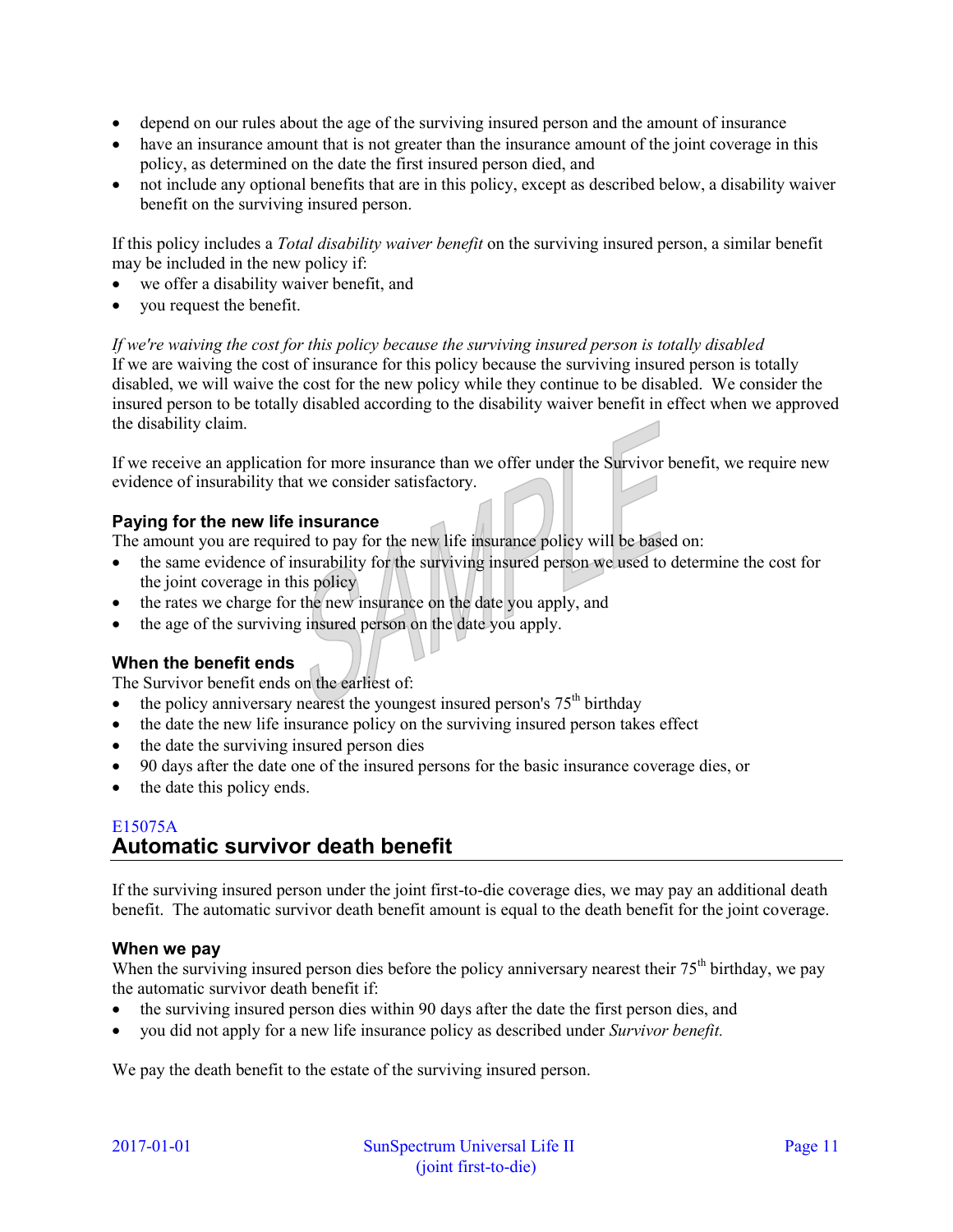- depend on our rules about the age of the surviving insured person and the amount of insurance
- have an insurance amount that is not greater than the insurance amount of the joint coverage in this policy, as determined on the date the first insured person died, and
- not include any optional benefits that are in this policy, except as described below, a disability waiver benefit on the surviving insured person.

If this policy includes a *Total disability waiver benefit* on the surviving insured person, a similar benefit may be included in the new policy if:

- we offer a disability waiver benefit, and
- you request the benefit.

*If we're waiving the cost for this policy because the surviving insured person is totally disabled*
If we are waiving the cost of insurance for this policy because the surviving insured person is totally disabled, we will waive the cost for the new policy while they continue to be disabled. We consider the insured person to be totally disabled according to the disability waiver benefit in effect when we approved the disability claim.

If we receive an application for more insurance than we offer under the Survivor benefit, we require new evidence of insurability that we consider satisfactory.

### Paying for the new life insurance

The amount you are required to pay for the new life insurance policy will be based on:

- the same evidence of insurability for the surviving insured person we used to determine the cost for the joint coverage in this policy
- the rates we charge for the new insurance on the date you apply, and
- the age of the surviving insured person on the date you apply.

### When the benefit ends

The Survivor benefit ends on the earliest of:

- the policy anniversary nearest the youngest insured person's 75th birthday
- the date the new life insurance policy on the surviving insured person takes effect
- the date the surviving insured person dies
- 90 days after the date one of the insured persons for the basic insurance coverage dies, or
- the date this policy ends.

E15075A

## Automatic survivor death benefit

If the surviving insured person under the joint first-to-die coverage dies, we may pay an additional death benefit. The automatic survivor death benefit amount is equal to the death benefit for the joint coverage.

### When we pay

When the surviving insured person dies before the policy anniversary nearest their 75th birthday, we pay the automatic survivor death benefit if:

- the surviving insured person dies within 90 days after the date the first person dies, and
- you did not apply for a new life insurance policy as described under *Survivor benefit.*

We pay the death benefit to the estate of the surviving insured person.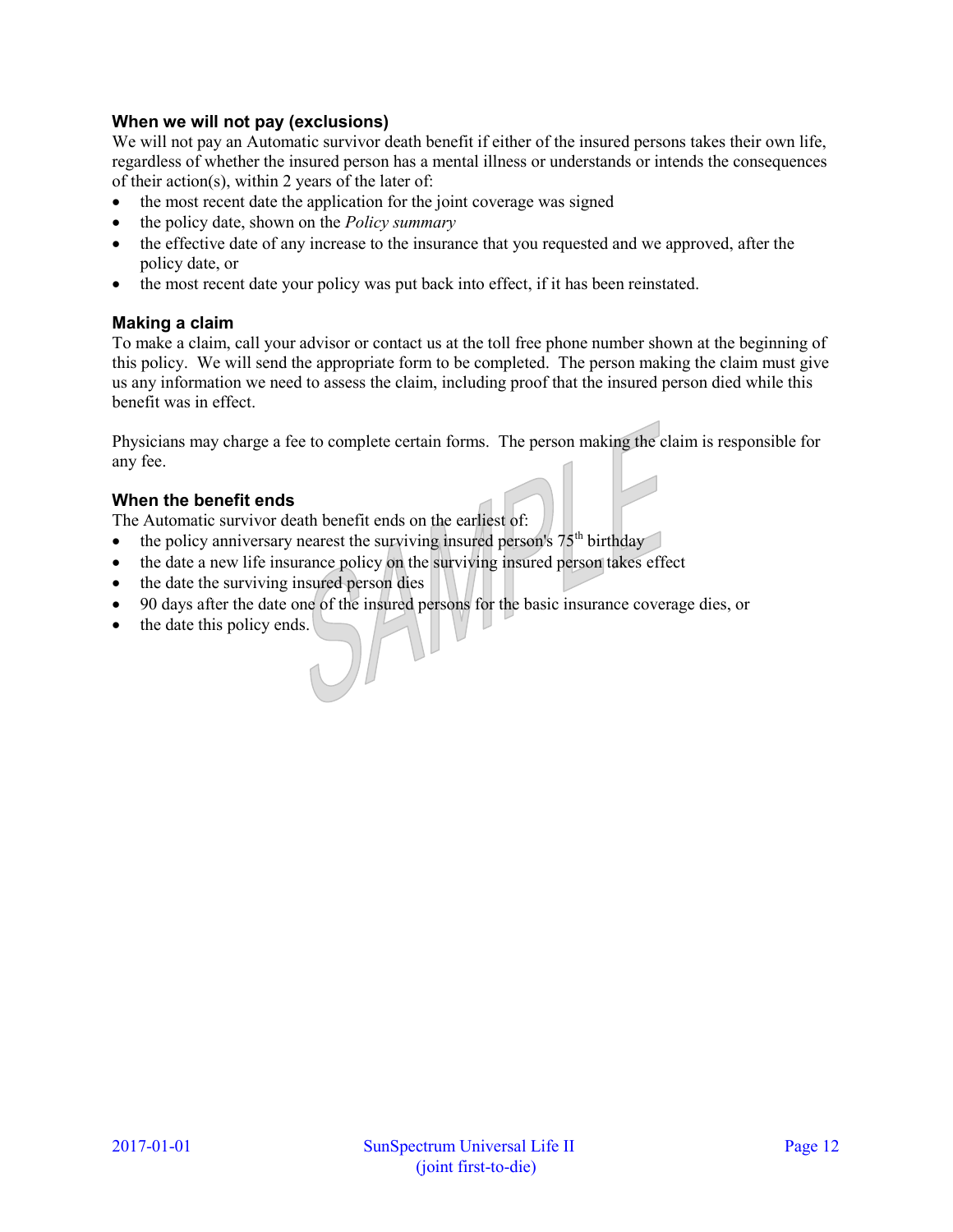### When we will not pay (exclusions)

We will not pay an Automatic survivor death benefit if either of the insured persons takes their own life, regardless of whether the insured person has a mental illness or understands or intends the consequences of their action(s), within 2 years of the later of:

- the most recent date the application for the joint coverage was signed
- the policy date, shown on the *Policy summary*
- the effective date of any increase to the insurance that you requested and we approved, after the policy date, or
- the most recent date your policy was put back into effect, if it has been reinstated.

### Making a claim

To make a claim, call your advisor or contact us at the toll free phone number shown at the beginning of this policy. We will send the appropriate form to be completed. The person making the claim must give us any information we need to assess the claim, including proof that the insured person died while this benefit was in effect.

Physicians may charge a fee to complete certain forms. The person making the claim is responsible for any fee.

### When the benefit ends

The Automatic survivor death benefit ends on the earliest of:

- the policy anniversary nearest the surviving insured person's 75th birthday
- the date a new life insurance policy on the surviving insured person takes effect
- the date the surviving insured person dies
- 90 days after the date one of the insured persons for the basic insurance coverage dies, or
- the date this policy ends.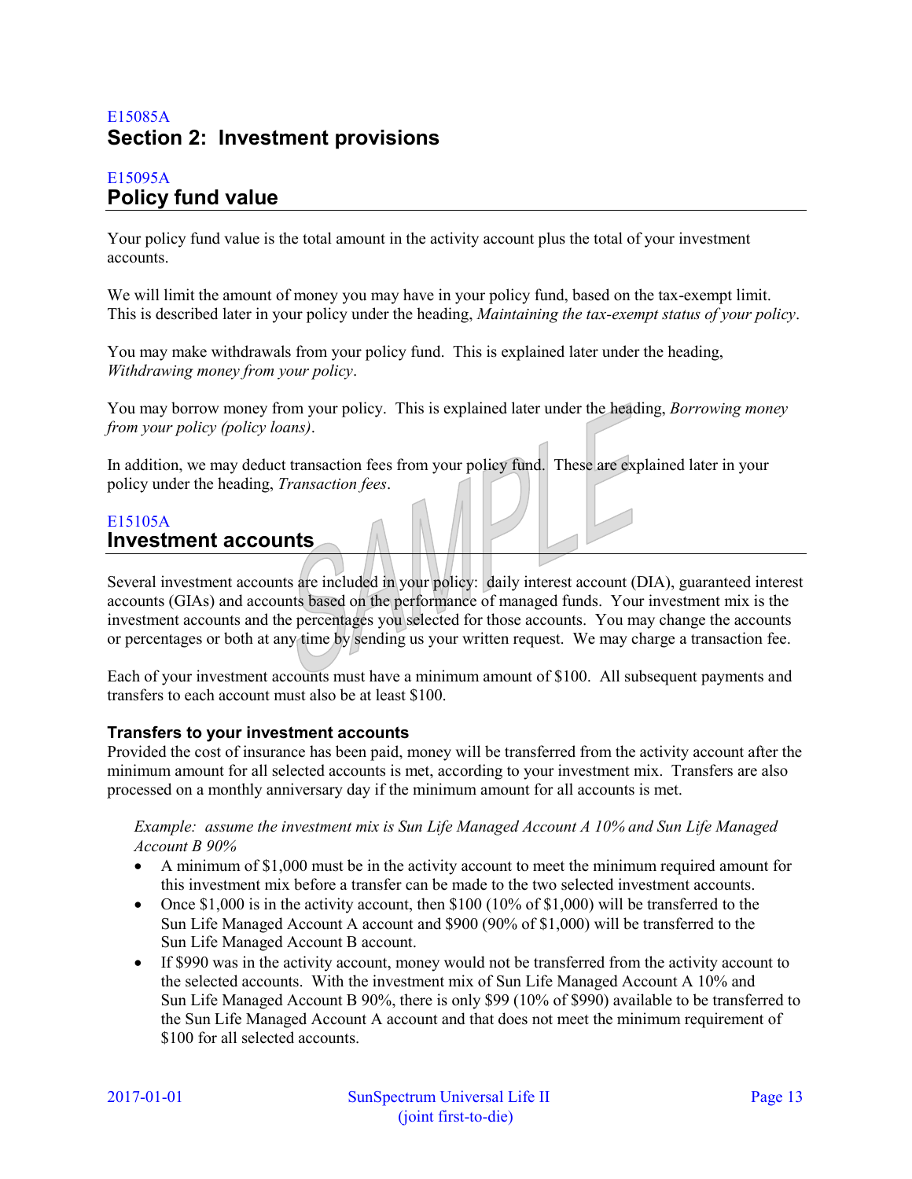E15085A

## Section 2: Investment provisions

E15095A

### Policy fund value

Your policy fund value is the total amount in the activity account plus the total of your investment accounts.

We will limit the amount of money you may have in your policy fund, based on the tax-exempt limit. This is described later in your policy under the heading, *Maintaining the tax-exempt status of your policy*.

You may make withdrawals from your policy fund. This is explained later under the heading, *Withdrawing money from your policy*.

You may borrow money from your policy. This is explained later under the heading, *Borrowing money from your policy (policy loans)*.

In addition, we may deduct transaction fees from your policy fund. These are explained later in your policy under the heading, *Transaction fees*.

E15105A

### Investment accounts

Several investment accounts are included in your policy: daily interest account (DIA), guaranteed interest accounts (GIAs) and accounts based on the performance of managed funds. Your investment mix is the investment accounts and the percentages you selected for those accounts. You may change the accounts or percentages or both at any time by sending us your written request. We may charge a transaction fee.

Each of your investment accounts must have a minimum amount of $100. All subsequent payments and transfers to each account must also be at least $100.

**Transfers to your investment accounts**

Provided the cost of insurance has been paid, money will be transferred from the activity account after the minimum amount for all selected accounts is met, according to your investment mix. Transfers are also processed on a monthly anniversary day if the minimum amount for all accounts is met.

*Example: assume the investment mix is Sun Life Managed Account A 10% and Sun Life Managed Account B 90%*

- A minimum of $1,000 must be in the activity account to meet the minimum required amount for this investment mix before a transfer can be made to the two selected investment accounts.
- Once $1,000 is in the activity account, then $100 (10% of $1,000) will be transferred to the Sun Life Managed Account A account and $900 (90% of $1,000) will be transferred to the Sun Life Managed Account B account.
- If $990 was in the activity account, money would not be transferred from the activity account to the selected accounts. With the investment mix of Sun Life Managed Account A 10% and Sun Life Managed Account B 90%, there is only $99 (10% of $990) available to be transferred to the Sun Life Managed Account A account and that does not meet the minimum requirement of $100 for all selected accounts.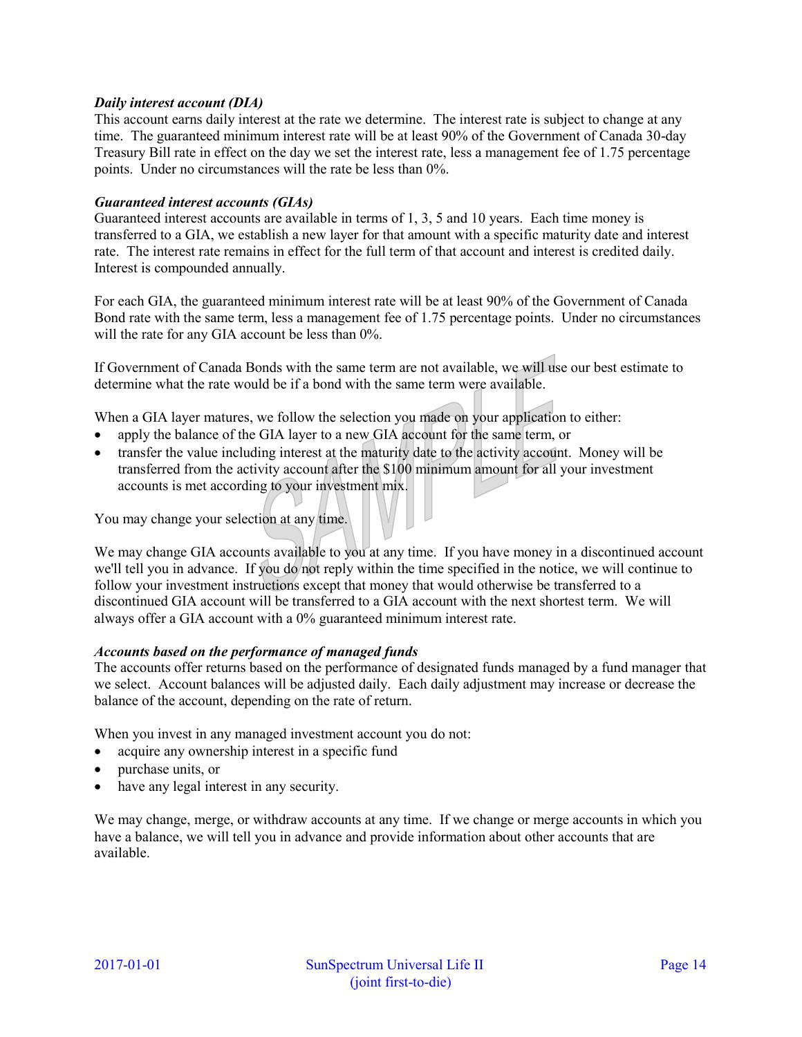***Daily interest account (DIA)***
This account earns daily interest at the rate we determine. The interest rate is subject to change at any time. The guaranteed minimum interest rate will be at least 90% of the Government of Canada 30-day Treasury Bill rate in effect on the day we set the interest rate, less a management fee of 1.75 percentage points. Under no circumstances will the rate be less than 0%.

***Guaranteed interest accounts (GIAs)***
Guaranteed interest accounts are available in terms of 1, 3, 5 and 10 years. Each time money is transferred to a GIA, we establish a new layer for that amount with a specific maturity date and interest rate. The interest rate remains in effect for the full term of that account and interest is credited daily. Interest is compounded annually.

For each GIA, the guaranteed minimum interest rate will be at least 90% of the Government of Canada Bond rate with the same term, less a management fee of 1.75 percentage points. Under no circumstances will the rate for any GIA account be less than 0%.

If Government of Canada Bonds with the same term are not available, we will use our best estimate to determine what the rate would be if a bond with the same term were available.

When a GIA layer matures, we follow the selection you made on your application to either:

- apply the balance of the GIA layer to a new GIA account for the same term, or
- transfer the value including interest at the maturity date to the activity account. Money will be transferred from the activity account after the $100 minimum amount for all your investment accounts is met according to your investment mix.

You may change your selection at any time.

We may change GIA accounts available to you at any time. If you have money in a discontinued account we'll tell you in advance. If you do not reply within the time specified in the notice, we will continue to follow your investment instructions except that money that would otherwise be transferred to a discontinued GIA account will be transferred to a GIA account with the next shortest term. We will always offer a GIA account with a 0% guaranteed minimum interest rate.

***Accounts based on the performance of managed funds***
The accounts offer returns based on the performance of designated funds managed by a fund manager that we select. Account balances will be adjusted daily. Each daily adjustment may increase or decrease the balance of the account, depending on the rate of return.

When you invest in any managed investment account you do not:

- acquire any ownership interest in a specific fund
- purchase units, or
- have any legal interest in any security.

We may change, merge, or withdraw accounts at any time. If we change or merge accounts in which you have a balance, we will tell you in advance and provide information about other accounts that are available.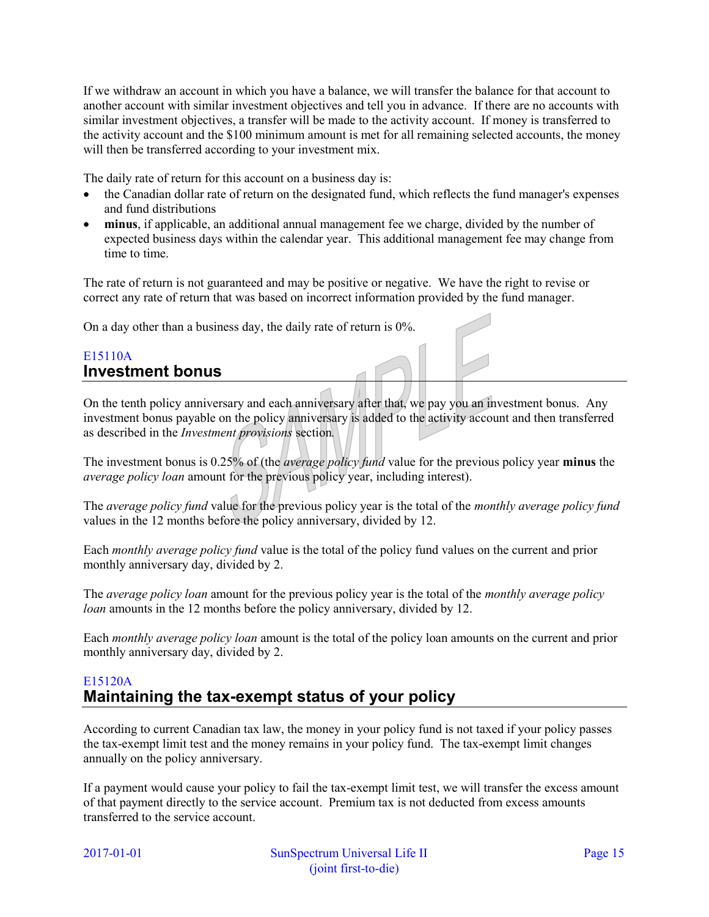If we withdraw an account in which you have a balance, we will transfer the balance for that account to another account with similar investment objectives and tell you in advance. If there are no accounts with similar investment objectives, a transfer will be made to the activity account. If money is transferred to the activity account and the $100 minimum amount is met for all remaining selected accounts, the money will then be transferred according to your investment mix.

The daily rate of return for this account on a business day is:

- the Canadian dollar rate of return on the designated fund, which reflects the fund manager's expenses and fund distributions
- **minus**, if applicable, an additional annual management fee we charge, divided by the number of expected business days within the calendar year. This additional management fee may change from time to time.

The rate of return is not guaranteed and may be positive or negative. We have the right to revise or correct any rate of return that was based on incorrect information provided by the fund manager.

On a day other than a business day, the daily rate of return is 0%.

E15110A

## Investment bonus

On the tenth policy anniversary and each anniversary after that, we pay you an investment bonus. Any investment bonus payable on the policy anniversary is added to the activity account and then transferred as described in the *Investment provisions* section.

The investment bonus is 0.25% of (the *average policy fund* value for the previous policy year **minus** the *average policy loan* amount for the previous policy year, including interest).

The *average policy fund* value for the previous policy year is the total of the *monthly average policy fund* values in the 12 months before the policy anniversary, divided by 12.

Each *monthly average policy fund* value is the total of the policy fund values on the current and prior monthly anniversary day, divided by 2.

The *average policy loan* amount for the previous policy year is the total of the *monthly average policy loan* amounts in the 12 months before the policy anniversary, divided by 12.

Each *monthly average policy loan* amount is the total of the policy loan amounts on the current and prior monthly anniversary day, divided by 2.

E15120A

## Maintaining the tax-exempt status of your policy

According to current Canadian tax law, the money in your policy fund is not taxed if your policy passes the tax-exempt limit test and the money remains in your policy fund. The tax-exempt limit changes annually on the policy anniversary.

If a payment would cause your policy to fail the tax-exempt limit test, we will transfer the excess amount of that payment directly to the service account. Premium tax is not deducted from excess amounts transferred to the service account.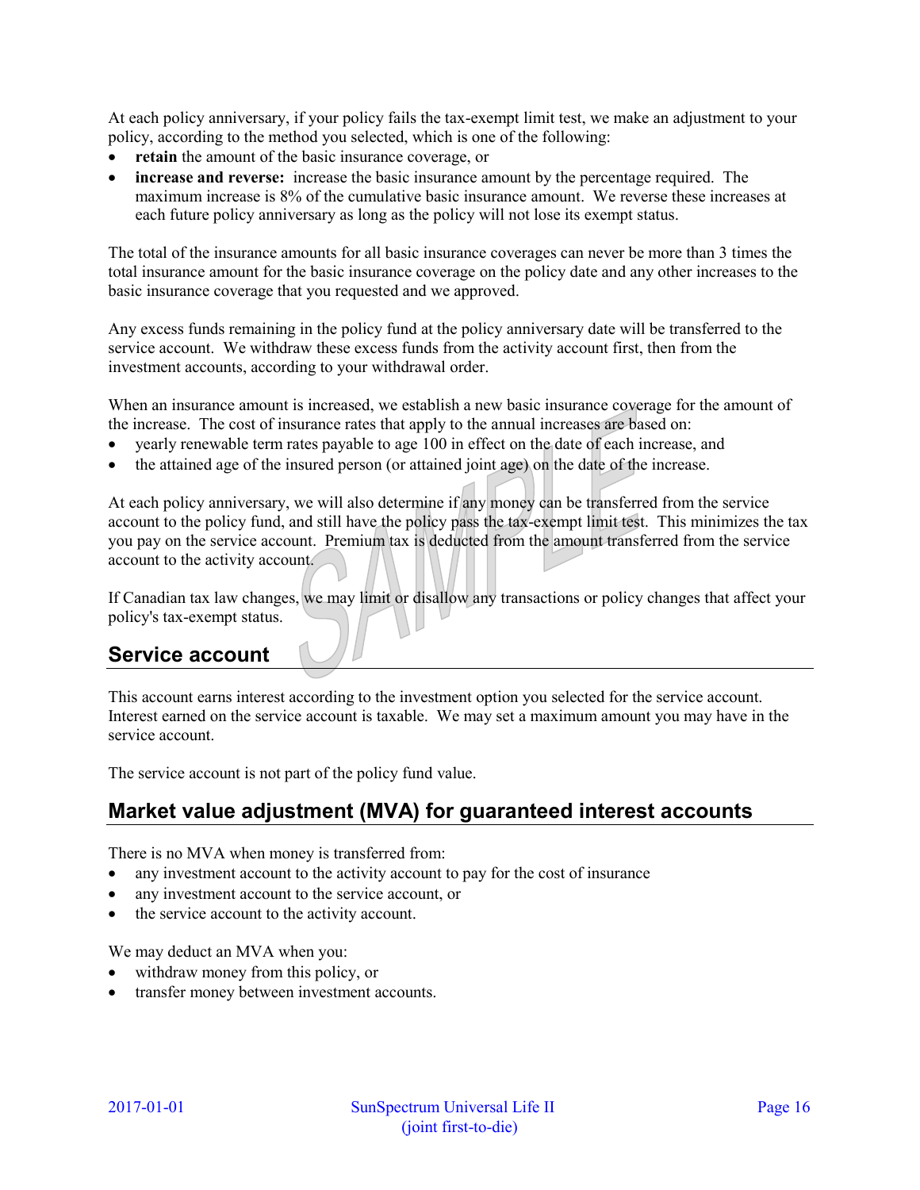At each policy anniversary, if your policy fails the tax-exempt limit test, we make an adjustment to your policy, according to the method you selected, which is one of the following:

- **retain** the amount of the basic insurance coverage, or
- **increase and reverse:** increase the basic insurance amount by the percentage required. The maximum increase is 8% of the cumulative basic insurance amount. We reverse these increases at each future policy anniversary as long as the policy will not lose its exempt status.

The total of the insurance amounts for all basic insurance coverages can never be more than 3 times the total insurance amount for the basic insurance coverage on the policy date and any other increases to the basic insurance coverage that you requested and we approved.

Any excess funds remaining in the policy fund at the policy anniversary date will be transferred to the service account. We withdraw these excess funds from the activity account first, then from the investment accounts, according to your withdrawal order.

When an insurance amount is increased, we establish a new basic insurance coverage for the amount of the increase. The cost of insurance rates that apply to the annual increases are based on:

- yearly renewable term rates payable to age 100 in effect on the date of each increase, and
- the attained age of the insured person (or attained joint age) on the date of the increase.

At each policy anniversary, we will also determine if any money can be transferred from the service account to the policy fund, and still have the policy pass the tax-exempt limit test. This minimizes the tax you pay on the service account. Premium tax is deducted from the amount transferred from the service account to the activity account.

If Canadian tax law changes, we may limit or disallow any transactions or policy changes that affect your policy's tax-exempt status.

## Service account

This account earns interest according to the investment option you selected for the service account. Interest earned on the service account is taxable. We may set a maximum amount you may have in the service account.

The service account is not part of the policy fund value.

## Market value adjustment (MVA) for guaranteed interest accounts

There is no MVA when money is transferred from:

- any investment account to the activity account to pay for the cost of insurance
- any investment account to the service account, or
- the service account to the activity account.

We may deduct an MVA when you:

- withdraw money from this policy, or
- transfer money between investment accounts.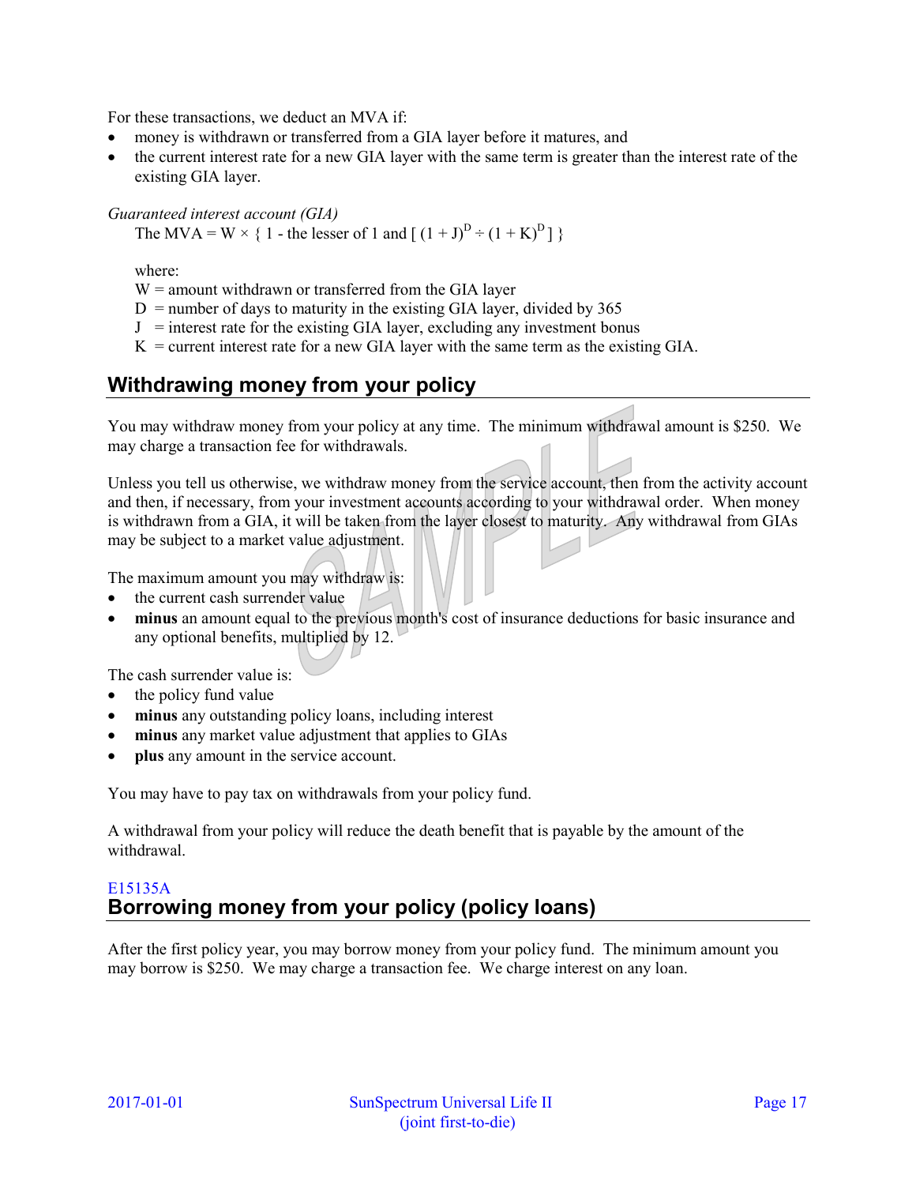For these transactions, we deduct an MVA if:

- money is withdrawn or transferred from a GIA layer before it matures, and
- the current interest rate for a new GIA layer with the same term is greater than the interest rate of the existing GIA layer.

*Guaranteed interest account (GIA)*

The MVA = $W \times \{ 1 - \text{the lesser of 1 and } [ (1 + J)^D \div (1 + K)^D ] \}$

where:

W = amount withdrawn or transferred from the GIA layer
D = number of days to maturity in the existing GIA layer, divided by 365
J = interest rate for the existing GIA layer, excluding any investment bonus
K = current interest rate for a new GIA layer with the same term as the existing GIA.

## Withdrawing money from your policy

You may withdraw money from your policy at any time. The minimum withdrawal amount is $250. We may charge a transaction fee for withdrawals.

Unless you tell us otherwise, we withdraw money from the service account, then from the activity account and then, if necessary, from your investment accounts according to your withdrawal order. When money is withdrawn from a GIA, it will be taken from the layer closest to maturity. Any withdrawal from GIAs may be subject to a market value adjustment.

The maximum amount you may withdraw is:

- the current cash surrender value
- **minus** an amount equal to the previous month's cost of insurance deductions for basic insurance and any optional benefits, multiplied by 12.

The cash surrender value is:

- the policy fund value
- **minus** any outstanding policy loans, including interest
- **minus** any market value adjustment that applies to GIAs
- **plus** any amount in the service account.

You may have to pay tax on withdrawals from your policy fund.

A withdrawal from your policy will reduce the death benefit that is payable by the amount of the withdrawal.

E15135A

## Borrowing money from your policy (policy loans)

After the first policy year, you may borrow money from your policy fund. The minimum amount you may borrow is $250. We may charge a transaction fee. We charge interest on any loan.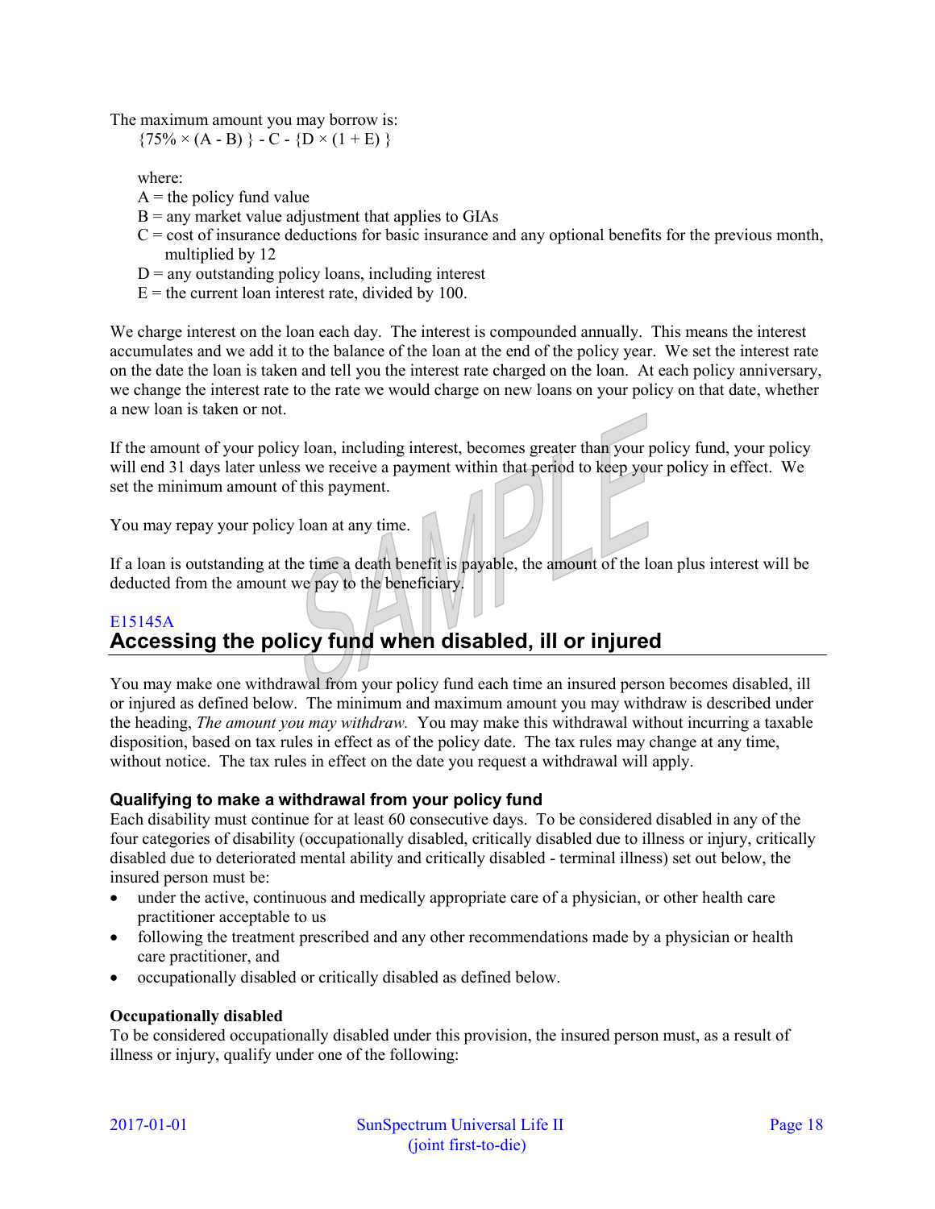The maximum amount you may borrow is:

$\{75\% \times (A - B)\} - C - \{D \times (1 + E)\}$

where:

A = the policy fund value
B = any market value adjustment that applies to GIAs
C = cost of insurance deductions for basic insurance and any optional benefits for the previous month, multiplied by 12
D = any outstanding policy loans, including interest
E = the current loan interest rate, divided by 100.

We charge interest on the loan each day. The interest is compounded annually. This means the interest accumulates and we add it to the balance of the loan at the end of the policy year. We set the interest rate on the date the loan is taken and tell you the interest rate charged on the loan. At each policy anniversary, we change the interest rate to the rate we would charge on new loans on your policy on that date, whether a new loan is taken or not.

If the amount of your policy loan, including interest, becomes greater than your policy fund, your policy will end 31 days later unless we receive a payment within that period to keep your policy in effect. We set the minimum amount of this payment.

You may repay your policy loan at any time.

If a loan is outstanding at the time a death benefit is payable, the amount of the loan plus interest will be deducted from the amount we pay to the beneficiary.

E15145A

## Accessing the policy fund when disabled, ill or injured

You may make one withdrawal from your policy fund each time an insured person becomes disabled, ill or injured as defined below. The minimum and maximum amount you may withdraw is described under the heading, *The amount you may withdraw.* You may make this withdrawal without incurring a taxable disposition, based on tax rules in effect as of the policy date. The tax rules may change at any time, without notice. The tax rules in effect on the date you request a withdrawal will apply.

### Qualifying to make a withdrawal from your policy fund

Each disability must continue for at least 60 consecutive days. To be considered disabled in any of the four categories of disability (occupationally disabled, critically disabled due to illness or injury, critically disabled due to deteriorated mental ability and critically disabled - terminal illness) set out below, the insured person must be:

- under the active, continuous and medically appropriate care of a physician, or other health care practitioner acceptable to us
- following the treatment prescribed and any other recommendations made by a physician or health care practitioner, and
- occupationally disabled or critically disabled as defined below.

**Occupationally disabled**

To be considered occupationally disabled under this provision, the insured person must, as a result of illness or injury, qualify under one of the following: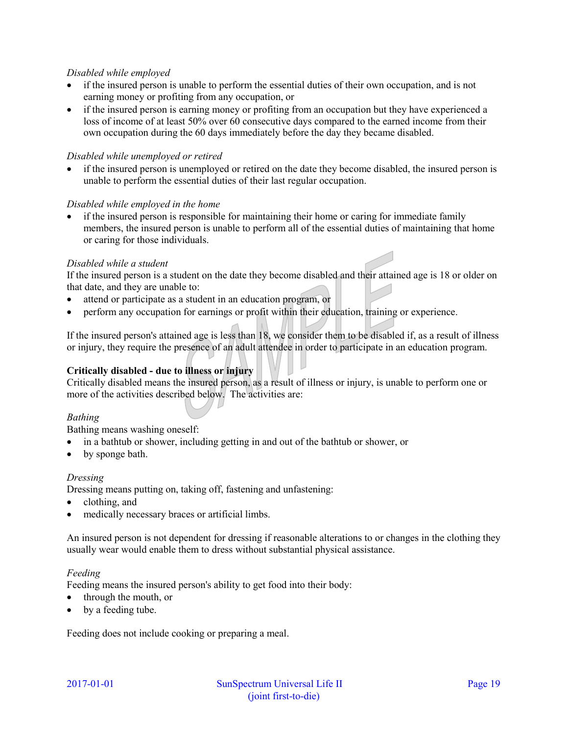*Disabled while employed*

- if the insured person is unable to perform the essential duties of their own occupation, and is not earning money or profiting from any occupation, or
- if the insured person is earning money or profiting from an occupation but they have experienced a loss of income of at least 50% over 60 consecutive days compared to the earned income from their own occupation during the 60 days immediately before the day they became disabled.

*Disabled while unemployed or retired*

- if the insured person is unemployed or retired on the date they become disabled, the insured person is unable to perform the essential duties of their last regular occupation.

*Disabled while employed in the home*

- if the insured person is responsible for maintaining their home or caring for immediate family members, the insured person is unable to perform all of the essential duties of maintaining that home or caring for those individuals.

*Disabled while a student*

If the insured person is a student on the date they become disabled and their attained age is 18 or older on that date, and they are unable to:

- attend or participate as a student in an education program, or
- perform any occupation for earnings or profit within their education, training or experience.

If the insured person's attained age is less than 18, we consider them to be disabled if, as a result of illness or injury, they require the presence of an adult attendee in order to participate in an education program.

**Critically disabled - due to illness or injury**

Critically disabled means the insured person, as a result of illness or injury, is unable to perform one or more of the activities described below. The activities are:

*Bathing*

Bathing means washing oneself:

- in a bathtub or shower, including getting in and out of the bathtub or shower, or
- by sponge bath.

*Dressing*

Dressing means putting on, taking off, fastening and unfastening:

- clothing, and
- medically necessary braces or artificial limbs.

An insured person is not dependent for dressing if reasonable alterations to or changes in the clothing they usually wear would enable them to dress without substantial physical assistance.

*Feeding*

Feeding means the insured person's ability to get food into their body:

- through the mouth, or
- by a feeding tube.

Feeding does not include cooking or preparing a meal.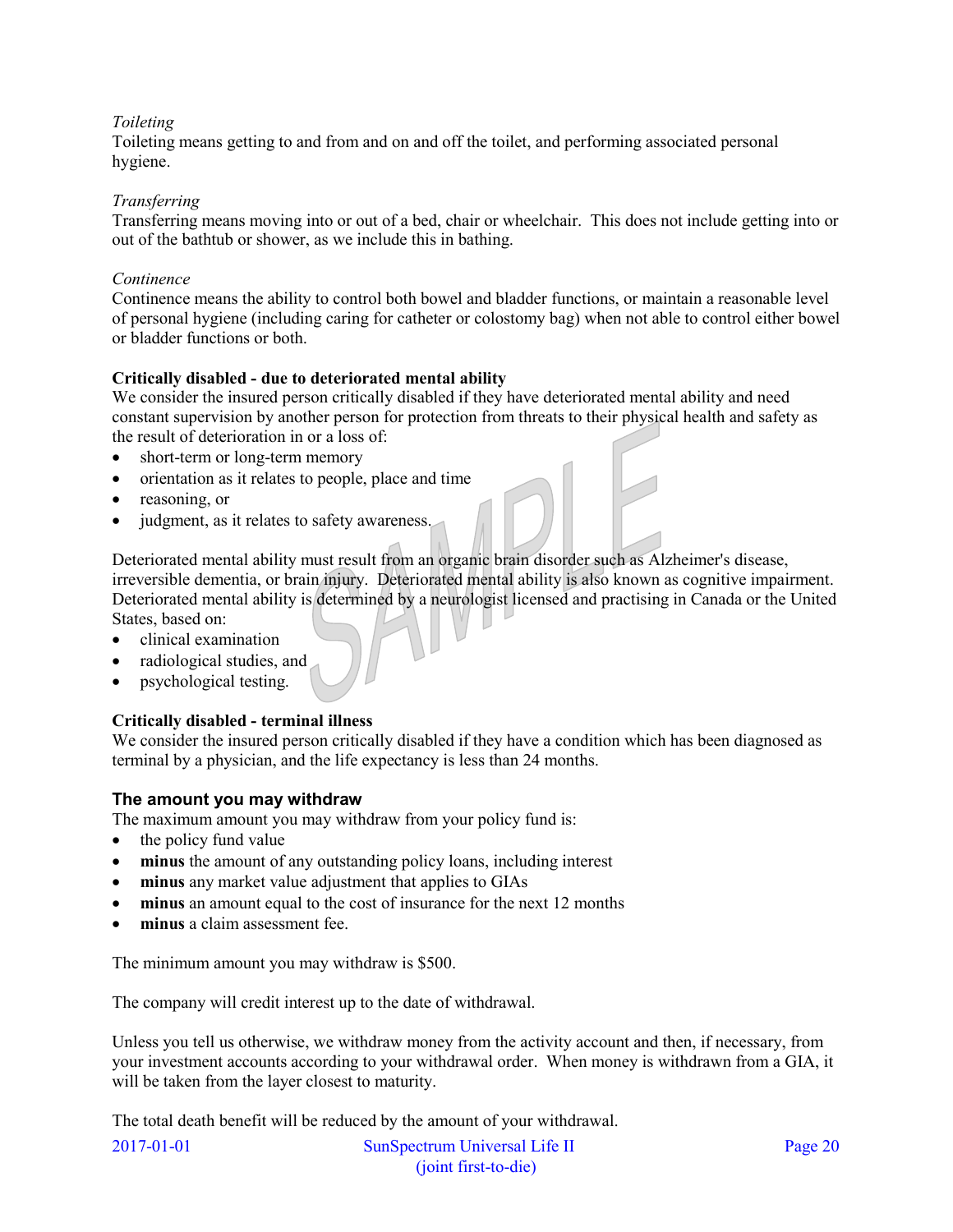*Toileting*
Toileting means getting to and from and on and off the toilet, and performing associated personal hygiene.

*Transferring*
Transferring means moving into or out of a bed, chair or wheelchair. This does not include getting into or out of the bathtub or shower, as we include this in bathing.

*Continence*
Continence means the ability to control both bowel and bladder functions, or maintain a reasonable level of personal hygiene (including caring for catheter or colostomy bag) when not able to control either bowel or bladder functions or both.

**Critically disabled - due to deteriorated mental ability**
We consider the insured person critically disabled if they have deteriorated mental ability and need constant supervision by another person for protection from threats to their physical health and safety as the result of deterioration in or a loss of:

- short-term or long-term memory
- orientation as it relates to people, place and time
- reasoning, or
- judgment, as it relates to safety awareness.

Deteriorated mental ability must result from an organic brain disorder such as Alzheimer's disease, irreversible dementia, or brain injury. Deteriorated mental ability is also known as cognitive impairment. Deteriorated mental ability is determined by a neurologist licensed and practising in Canada or the United States, based on:

- clinical examination
- radiological studies, and
- psychological testing.

**Critically disabled - terminal illness**
We consider the insured person critically disabled if they have a condition which has been diagnosed as terminal by a physician, and the life expectancy is less than 24 months.

## The amount you may withdraw

The maximum amount you may withdraw from your policy fund is:

- the policy fund value
- **minus** the amount of any outstanding policy loans, including interest
- **minus** any market value adjustment that applies to GIAs
- **minus** an amount equal to the cost of insurance for the next 12 months
- **minus** a claim assessment fee.

The minimum amount you may withdraw is $500.

The company will credit interest up to the date of withdrawal.

Unless you tell us otherwise, we withdraw money from the activity account and then, if necessary, from your investment accounts according to your withdrawal order. When money is withdrawn from a GIA, it will be taken from the layer closest to maturity.

The total death benefit will be reduced by the amount of your withdrawal.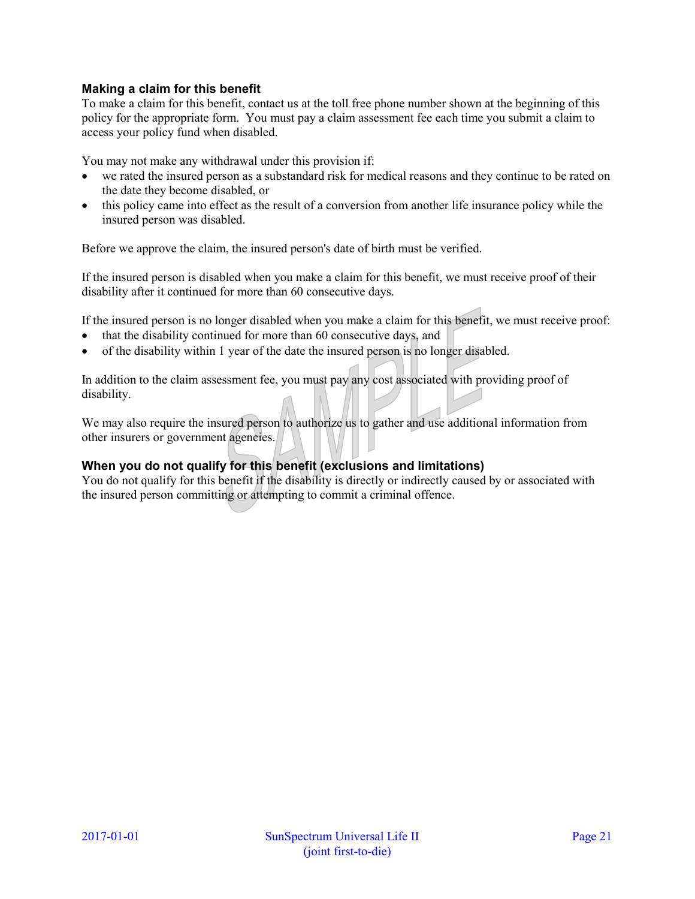### Making a claim for this benefit

To make a claim for this benefit, contact us at the toll free phone number shown at the beginning of this policy for the appropriate form. You must pay a claim assessment fee each time you submit a claim to access your policy fund when disabled.

You may not make any withdrawal under this provision if:

- we rated the insured person as a substandard risk for medical reasons and they continue to be rated on the date they become disabled, or
- this policy came into effect as the result of a conversion from another life insurance policy while the insured person was disabled.

Before we approve the claim, the insured person's date of birth must be verified.

If the insured person is disabled when you make a claim for this benefit, we must receive proof of their disability after it continued for more than 60 consecutive days.

If the insured person is no longer disabled when you make a claim for this benefit, we must receive proof:

- that the disability continued for more than 60 consecutive days, and
- of the disability within 1 year of the date the insured person is no longer disabled.

In addition to the claim assessment fee, you must pay any cost associated with providing proof of disability.

We may also require the insured person to authorize us to gather and use additional information from other insurers or government agencies.

### When you do not qualify for this benefit (exclusions and limitations)

You do not qualify for this benefit if the disability is directly or indirectly caused by or associated with the insured person committing or attempting to commit a criminal offence.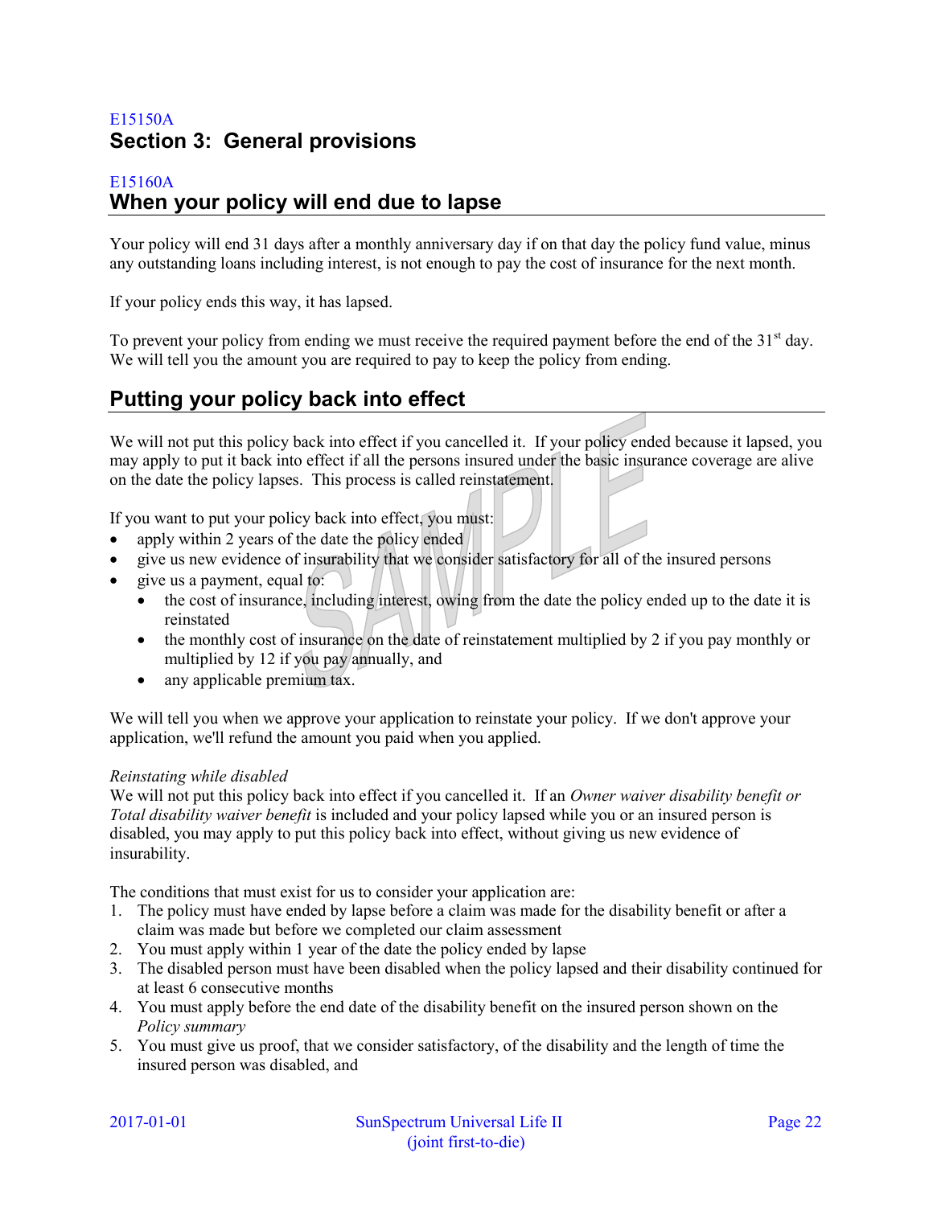E15150A

# Section 3:  General provisions

E15160A

## When your policy will end due to lapse

Your policy will end 31 days after a monthly anniversary day if on that day the policy fund value, minus any outstanding loans including interest, is not enough to pay the cost of insurance for the next month.

If your policy ends this way, it has lapsed.

To prevent your policy from ending we must receive the required payment before the end of the 31st day. We will tell you the amount you are required to pay to keep the policy from ending.

## Putting your policy back into effect

We will not put this policy back into effect if you cancelled it.  If your policy ended because it lapsed, you may apply to put it back into effect if all the persons insured under the basic insurance coverage are alive on the date the policy lapses.  This process is called reinstatement.

If you want to put your policy back into effect, you must:

- apply within 2 years of the date the policy ended
- give us new evidence of insurability that we consider satisfactory for all of the insured persons
- give us a payment, equal to:
  - the cost of insurance, including interest, owing from the date the policy ended up to the date it is reinstated
  - the monthly cost of insurance on the date of reinstatement multiplied by 2 if you pay monthly or multiplied by 12 if you pay annually, and
  - any applicable premium tax.

We will tell you when we approve your application to reinstate your policy.  If we don't approve your application, we'll refund the amount you paid when you applied.

*Reinstating while disabled*

We will not put this policy back into effect if you cancelled it.  If an *Owner waiver disability benefit or Total disability waiver benefit* is included and your policy lapsed while you or an insured person is disabled, you may apply to put this policy back into effect, without giving us new evidence of insurability.

The conditions that must exist for us to consider your application are:

1. The policy must have ended by lapse before a claim was made for the disability benefit or after a claim was made but before we completed our claim assessment
2. You must apply within 1 year of the date the policy ended by lapse
3. The disabled person must have been disabled when the policy lapsed and their disability continued for at least 6 consecutive months
4. You must apply before the end date of the disability benefit on the insured person shown on the *Policy summary*
5. You must give us proof, that we consider satisfactory, of the disability and the length of time the insured person was disabled, and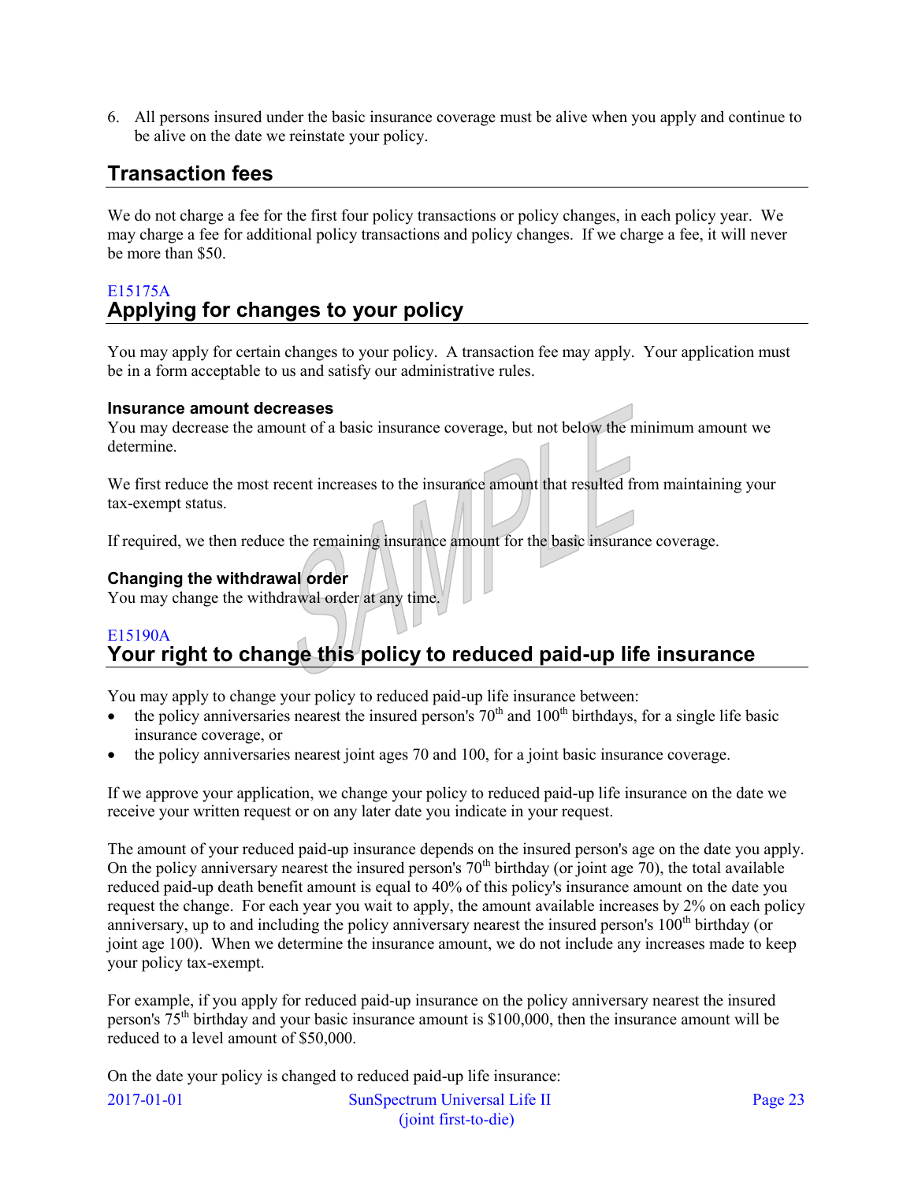6. All persons insured under the basic insurance coverage must be alive when you apply and continue to be alive on the date we reinstate your policy.

## Transaction fees

We do not charge a fee for the first four policy transactions or policy changes, in each policy year. We may charge a fee for additional policy transactions and policy changes. If we charge a fee, it will never be more than $50.

E15175A

## Applying for changes to your policy

You may apply for certain changes to your policy. A transaction fee may apply. Your application must be in a form acceptable to us and satisfy our administrative rules.

### Insurance amount decreases

You may decrease the amount of a basic insurance coverage, but not below the minimum amount we determine.

We first reduce the most recent increases to the insurance amount that resulted from maintaining your tax-exempt status.

If required, we then reduce the remaining insurance amount for the basic insurance coverage.

### Changing the withdrawal order

You may change the withdrawal order at any time.

E15190A

## Your right to change this policy to reduced paid-up life insurance

You may apply to change your policy to reduced paid-up life insurance between:

- the policy anniversaries nearest the insured person's 70th and 100th birthdays, for a single life basic insurance coverage, or
- the policy anniversaries nearest joint ages 70 and 100, for a joint basic insurance coverage.

If we approve your application, we change your policy to reduced paid-up life insurance on the date we receive your written request or on any later date you indicate in your request.

The amount of your reduced paid-up insurance depends on the insured person's age on the date you apply. On the policy anniversary nearest the insured person's 70th birthday (or joint age 70), the total available reduced paid-up death benefit amount is equal to 40% of this policy's insurance amount on the date you request the change. For each year you wait to apply, the amount available increases by 2% on each policy anniversary, up to and including the policy anniversary nearest the insured person's 100th birthday (or joint age 100). When we determine the insurance amount, we do not include any increases made to keep your policy tax-exempt.

For example, if you apply for reduced paid-up insurance on the policy anniversary nearest the insured person's 75th birthday and your basic insurance amount is $100,000, then the insurance amount will be reduced to a level amount of $50,000.

On the date your policy is changed to reduced paid-up life insurance: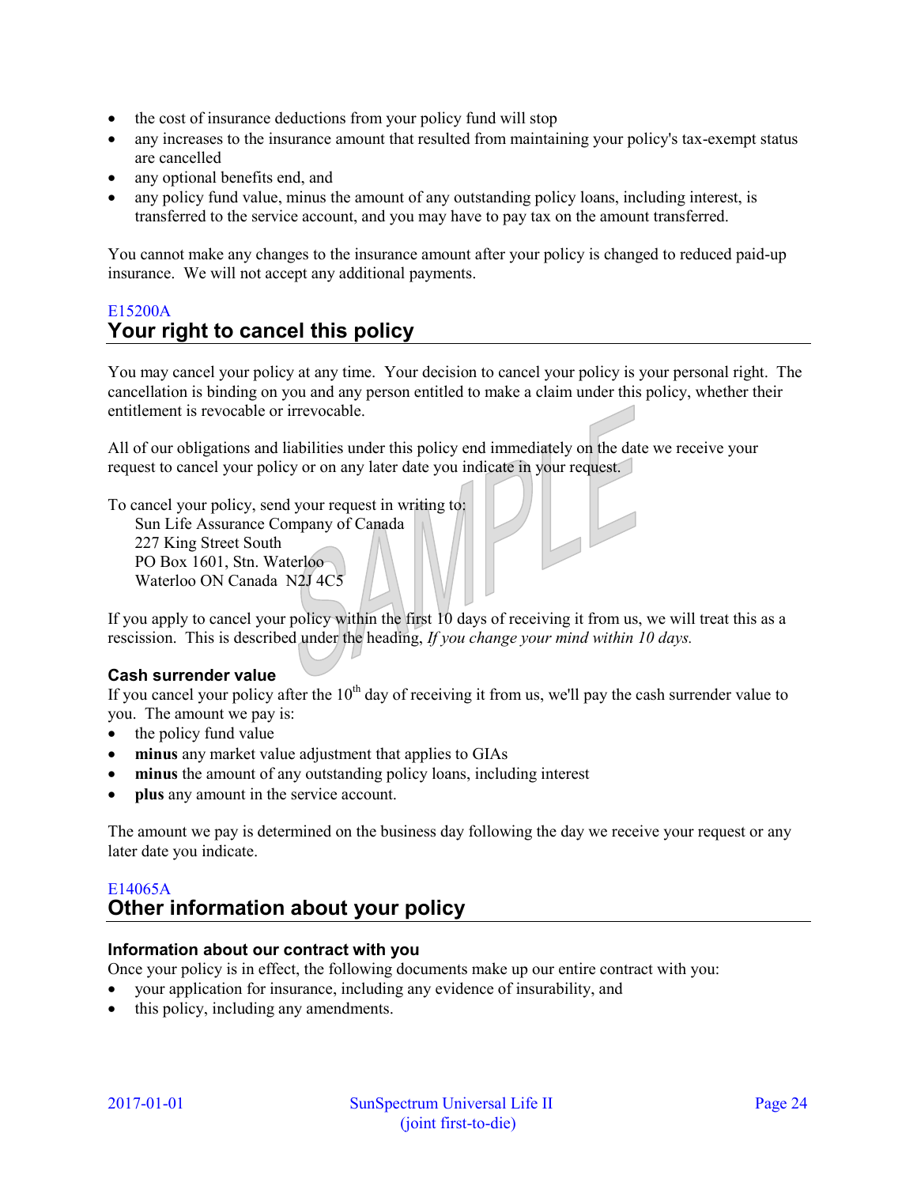- the cost of insurance deductions from your policy fund will stop
- any increases to the insurance amount that resulted from maintaining your policy's tax-exempt status are cancelled
- any optional benefits end, and
- any policy fund value, minus the amount of any outstanding policy loans, including interest, is transferred to the service account, and you may have to pay tax on the amount transferred.

You cannot make any changes to the insurance amount after your policy is changed to reduced paid-up insurance. We will not accept any additional payments.

E15200A

## Your right to cancel this policy

You may cancel your policy at any time. Your decision to cancel your policy is your personal right. The cancellation is binding on you and any person entitled to make a claim under this policy, whether their entitlement is revocable or irrevocable.

All of our obligations and liabilities under this policy end immediately on the date we receive your request to cancel your policy or on any later date you indicate in your request.

To cancel your policy, send your request in writing to:

Sun Life Assurance Company of Canada
227 King Street South
PO Box 1601, Stn. Waterloo
Waterloo ON Canada N2J 4C5

If you apply to cancel your policy within the first 10 days of receiving it from us, we will treat this as a rescission. This is described under the heading, *If you change your mind within 10 days.*

### Cash surrender value

If you cancel your policy after the 10th day of receiving it from us, we'll pay the cash surrender value to you. The amount we pay is:

- the policy fund value
- **minus** any market value adjustment that applies to GIAs
- **minus** the amount of any outstanding policy loans, including interest
- **plus** any amount in the service account.

The amount we pay is determined on the business day following the day we receive your request or any later date you indicate.

E14065A

## Other information about your policy

### Information about our contract with you

Once your policy is in effect, the following documents make up our entire contract with you:

- your application for insurance, including any evidence of insurability, and
- this policy, including any amendments.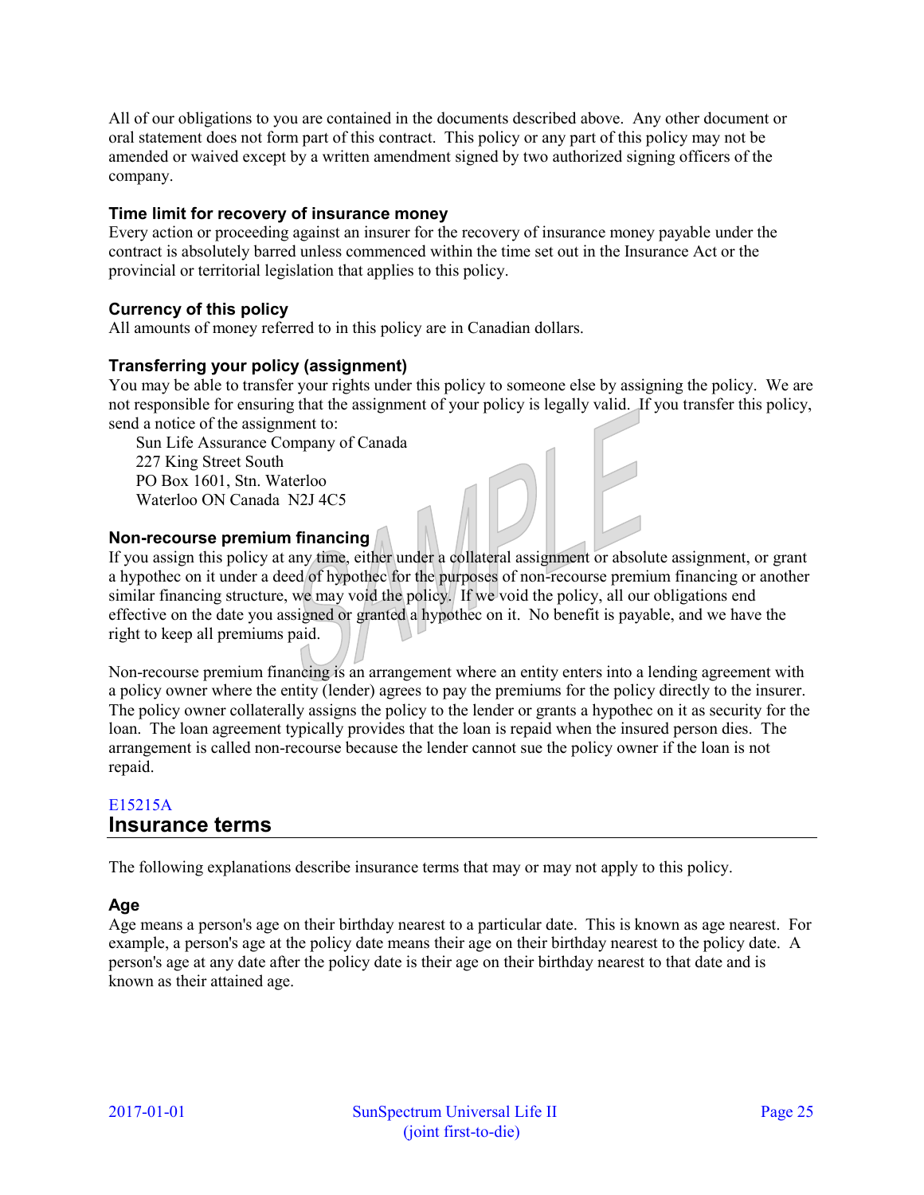All of our obligations to you are contained in the documents described above. Any other document or oral statement does not form part of this contract. This policy or any part of this policy may not be amended or waived except by a written amendment signed by two authorized signing officers of the company.

### Time limit for recovery of insurance money

Every action or proceeding against an insurer for the recovery of insurance money payable under the contract is absolutely barred unless commenced within the time set out in the Insurance Act or the provincial or territorial legislation that applies to this policy.

### Currency of this policy

All amounts of money referred to in this policy are in Canadian dollars.

### Transferring your policy (assignment)

You may be able to transfer your rights under this policy to someone else by assigning the policy. We are not responsible for ensuring that the assignment of your policy is legally valid. If you transfer this policy, send a notice of the assignment to:

Sun Life Assurance Company of Canada
227 King Street South
PO Box 1601, Stn. Waterloo
Waterloo ON Canada N2J 4C5

### Non-recourse premium financing

If you assign this policy at any time, either under a collateral assignment or absolute assignment, or grant a hypothec on it under a deed of hypothec for the purposes of non-recourse premium financing or another similar financing structure, we may void the policy. If we void the policy, all our obligations end effective on the date you assigned or granted a hypothec on it. No benefit is payable, and we have the right to keep all premiums paid.

Non-recourse premium financing is an arrangement where an entity enters into a lending agreement with a policy owner where the entity (lender) agrees to pay the premiums for the policy directly to the insurer. The policy owner collaterally assigns the policy to the lender or grants a hypothec on it as security for the loan. The loan agreement typically provides that the loan is repaid when the insured person dies. The arrangement is called non-recourse because the lender cannot sue the policy owner if the loan is not repaid.

E15215A

## Insurance terms

The following explanations describe insurance terms that may or may not apply to this policy.

### Age

Age means a person's age on their birthday nearest to a particular date. This is known as age nearest. For example, a person's age at the policy date means their age on their birthday nearest to the policy date. A person's age at any date after the policy date is their age on their birthday nearest to that date and is known as their attained age.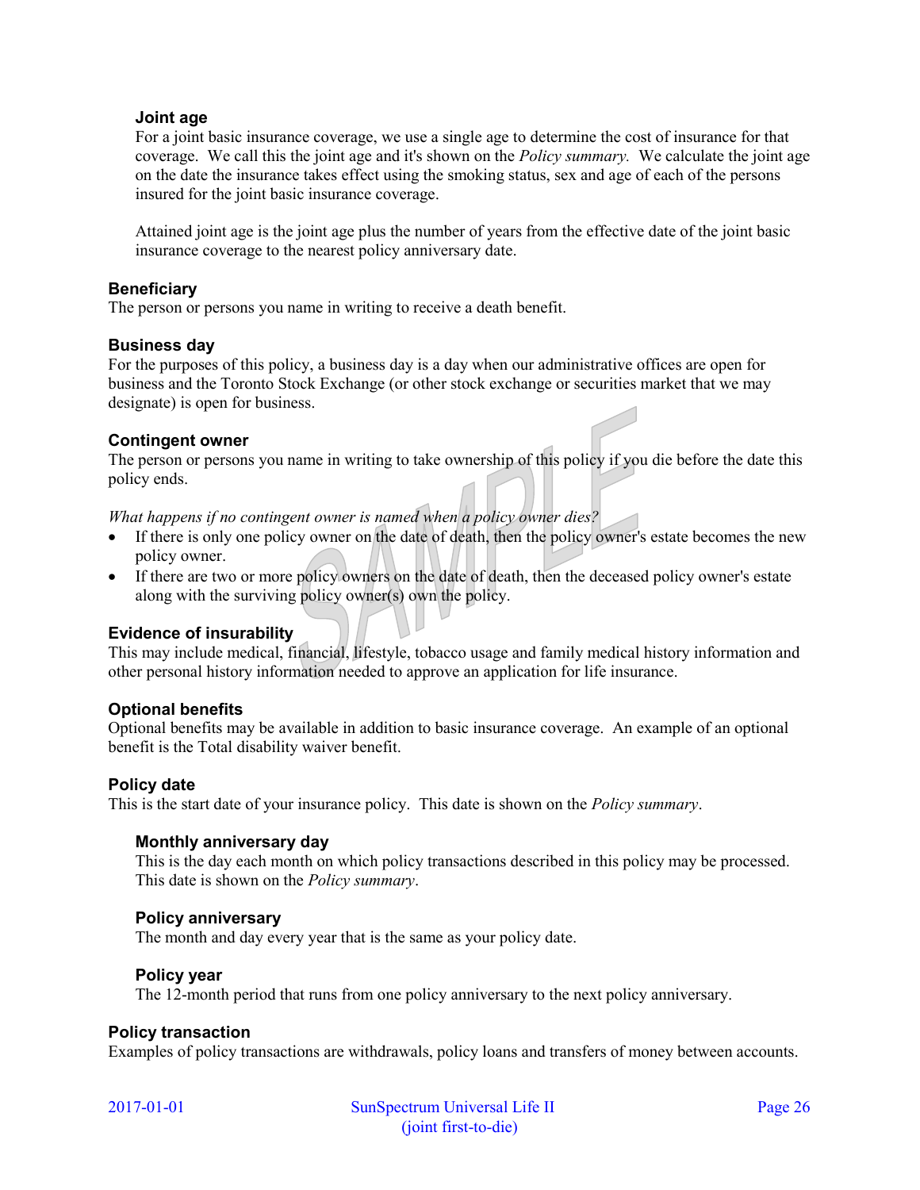#### Joint age

For a joint basic insurance coverage, we use a single age to determine the cost of insurance for that coverage. We call this the joint age and it's shown on the *Policy summary.* We calculate the joint age on the date the insurance takes effect using the smoking status, sex and age of each of the persons insured for the joint basic insurance coverage.

Attained joint age is the joint age plus the number of years from the effective date of the joint basic insurance coverage to the nearest policy anniversary date.

### Beneficiary

The person or persons you name in writing to receive a death benefit.

### Business day

For the purposes of this policy, a business day is a day when our administrative offices are open for business and the Toronto Stock Exchange (or other stock exchange or securities market that we may designate) is open for business.

### Contingent owner

The person or persons you name in writing to take ownership of this policy if you die before the date this policy ends.

*What happens if no contingent owner is named when a policy owner dies?*

- If there is only one policy owner on the date of death, then the policy owner's estate becomes the new policy owner.
- If there are two or more policy owners on the date of death, then the deceased policy owner's estate along with the surviving policy owner(s) own the policy.

### Evidence of insurability

This may include medical, financial, lifestyle, tobacco usage and family medical history information and other personal history information needed to approve an application for life insurance.

### Optional benefits

Optional benefits may be available in addition to basic insurance coverage. An example of an optional benefit is the Total disability waiver benefit.

### Policy date

This is the start date of your insurance policy. This date is shown on the *Policy summary*.

#### Monthly anniversary day

This is the day each month on which policy transactions described in this policy may be processed. This date is shown on the *Policy summary*.

#### Policy anniversary

The month and day every year that is the same as your policy date.

#### Policy year

The 12-month period that runs from one policy anniversary to the next policy anniversary.

### Policy transaction

Examples of policy transactions are withdrawals, policy loans and transfers of money between accounts.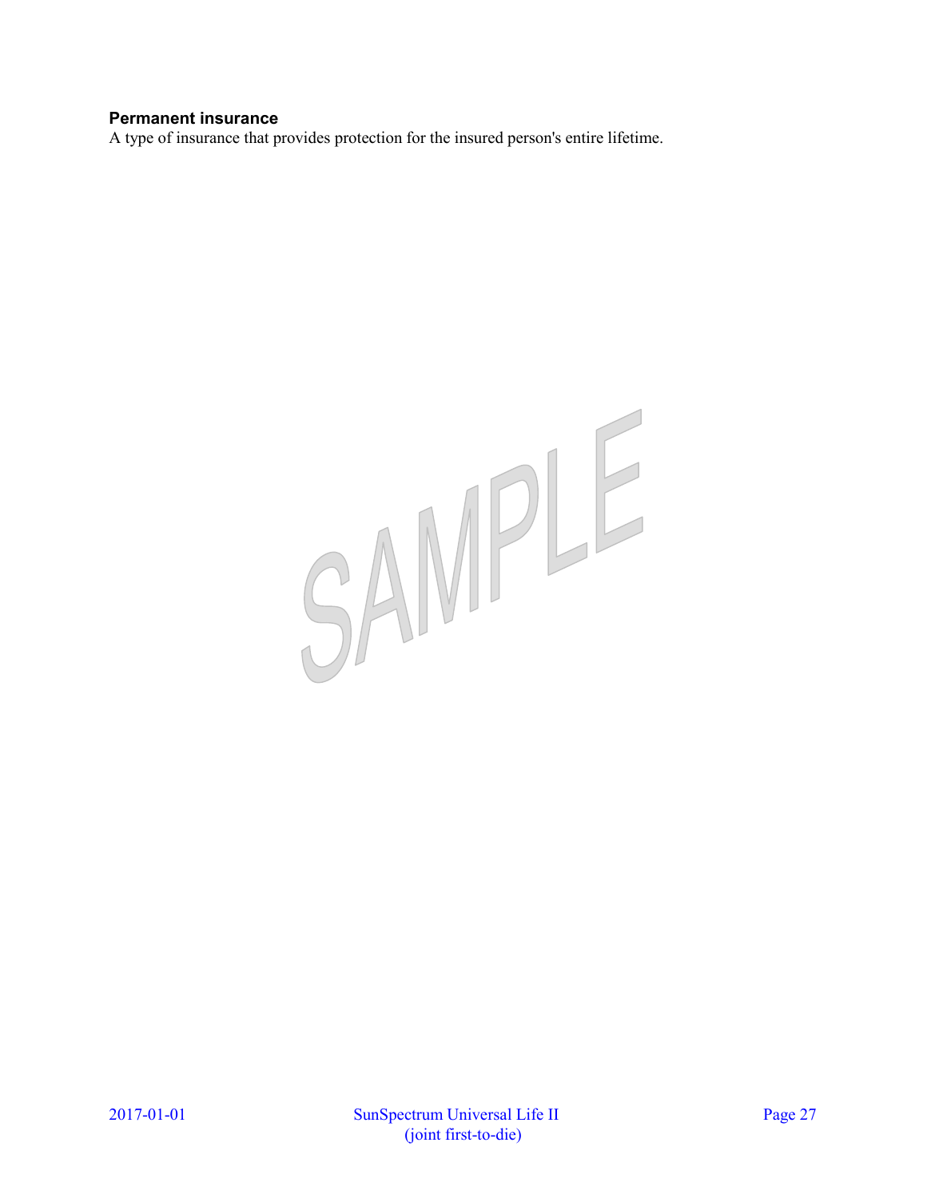**Permanent insurance**
A type of insurance that provides protection for the insured person's entire lifetime.